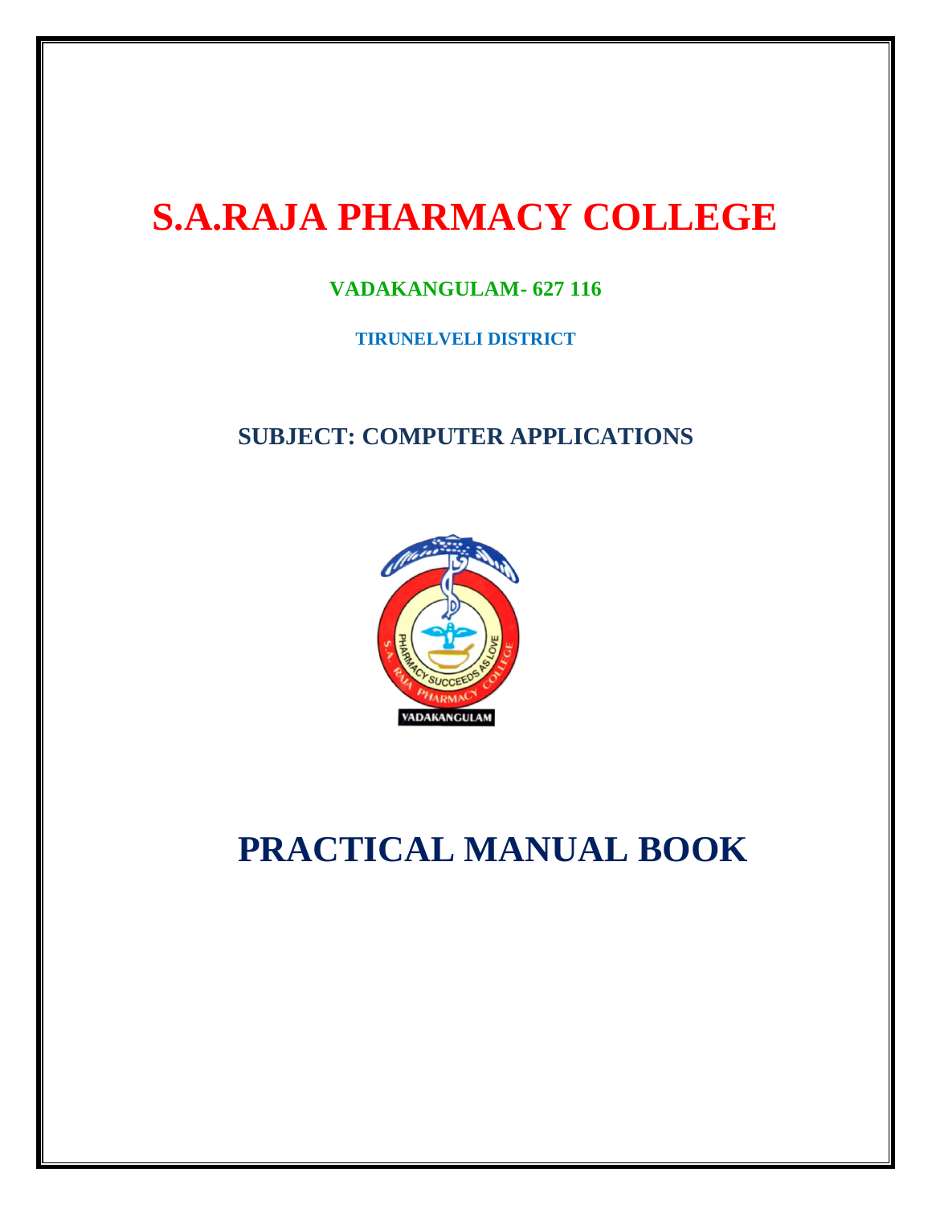# S.A.RAJA PHARMACY COLLEGE

**VADAKANGULAM- 627 116**

**TIRUNELVELI DISTRICT**

## SUBJECT: COMPUTER APPLICATIONS

# PRACTICAL MANUAL BOOK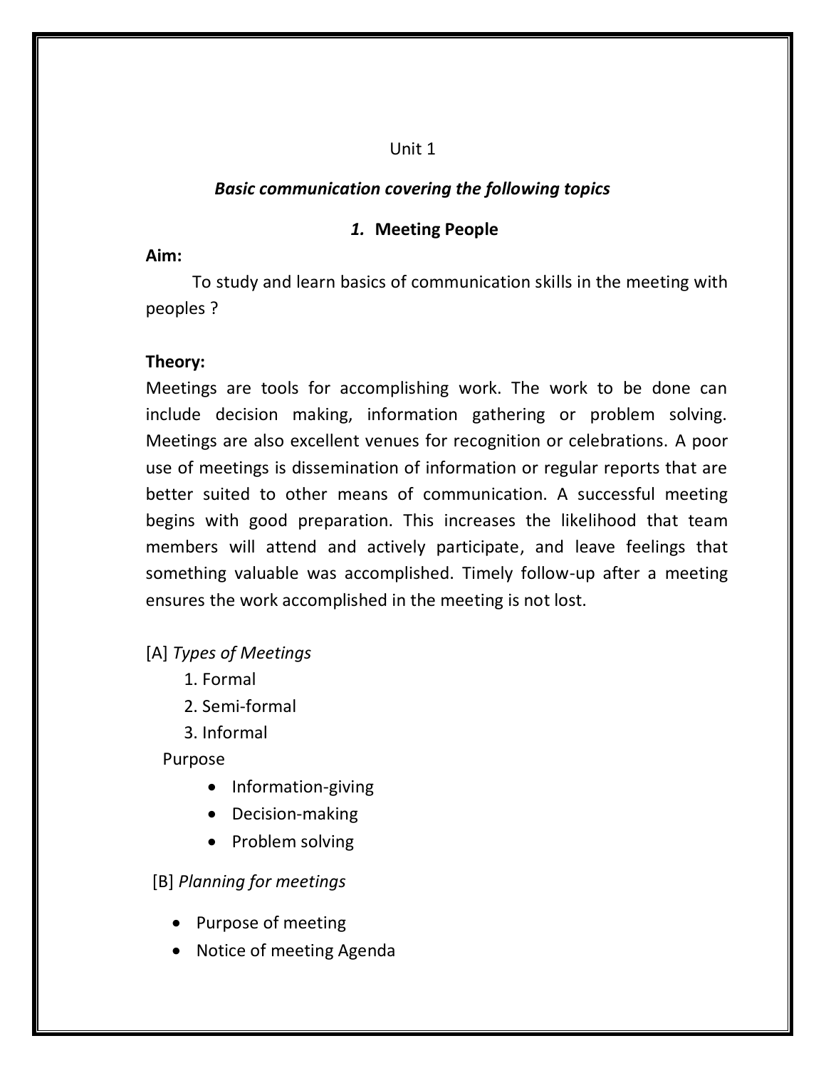# Unit 1

## *Basic communication covering the following topics*

### *1.* Meeting People

**Aim:**

To study and learn basics of communication skills in the meeting with peoples ?

**Theory:**

Meetings are tools for accomplishing work. The work to be done can include decision making, information gathering or problem solving. Meetings are also excellent venues for recognition or celebrations. A poor use of meetings is dissemination of information or regular reports that are better suited to other means of communication. A successful meeting begins with good preparation. This increases the likelihood that team members will attend and actively participate, and leave feelings that something valuable was accomplished. Timely follow-up after a meeting ensures the work accomplished in the meeting is not lost.

[A] *Types of Meetings*

1. Formal
2. Semi-formal
3. Informal

Purpose

- Information-giving
- Decision-making
- Problem solving

[B] *Planning for meetings*

- Purpose of meeting
- Notice of meeting Agenda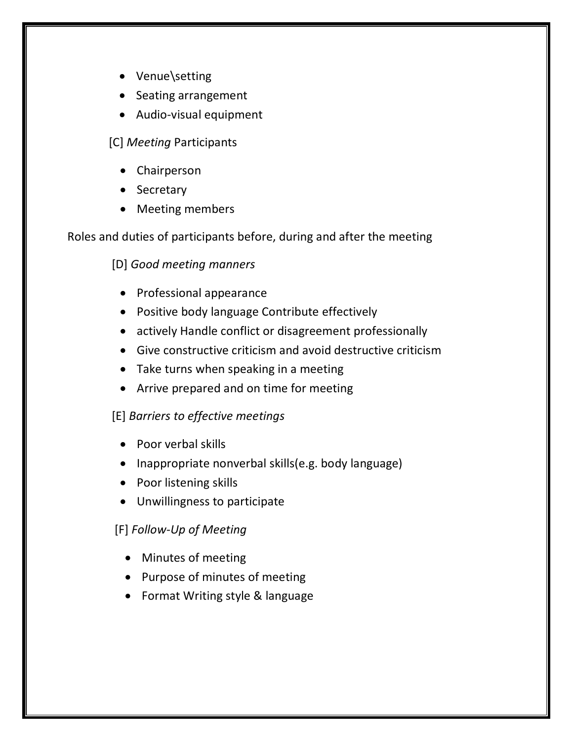- Venue\setting
- Seating arrangement
- Audio-visual equipment

[C] *Meeting* Participants

- Chairperson
- Secretary
- Meeting members

Roles and duties of participants before, during and after the meeting

[D] *Good meeting manners*

- Professional appearance
- Positive body language Contribute effectively
- actively Handle conflict or disagreement professionally
- Give constructive criticism and avoid destructive criticism
- Take turns when speaking in a meeting
- Arrive prepared and on time for meeting

[E] *Barriers to effective meetings*

- Poor verbal skills
- Inappropriate nonverbal skills(e.g. body language)
- Poor listening skills
- Unwillingness to participate

[F] *Follow-Up of Meeting*

- Minutes of meeting
- Purpose of minutes of meeting
- Format Writing style & language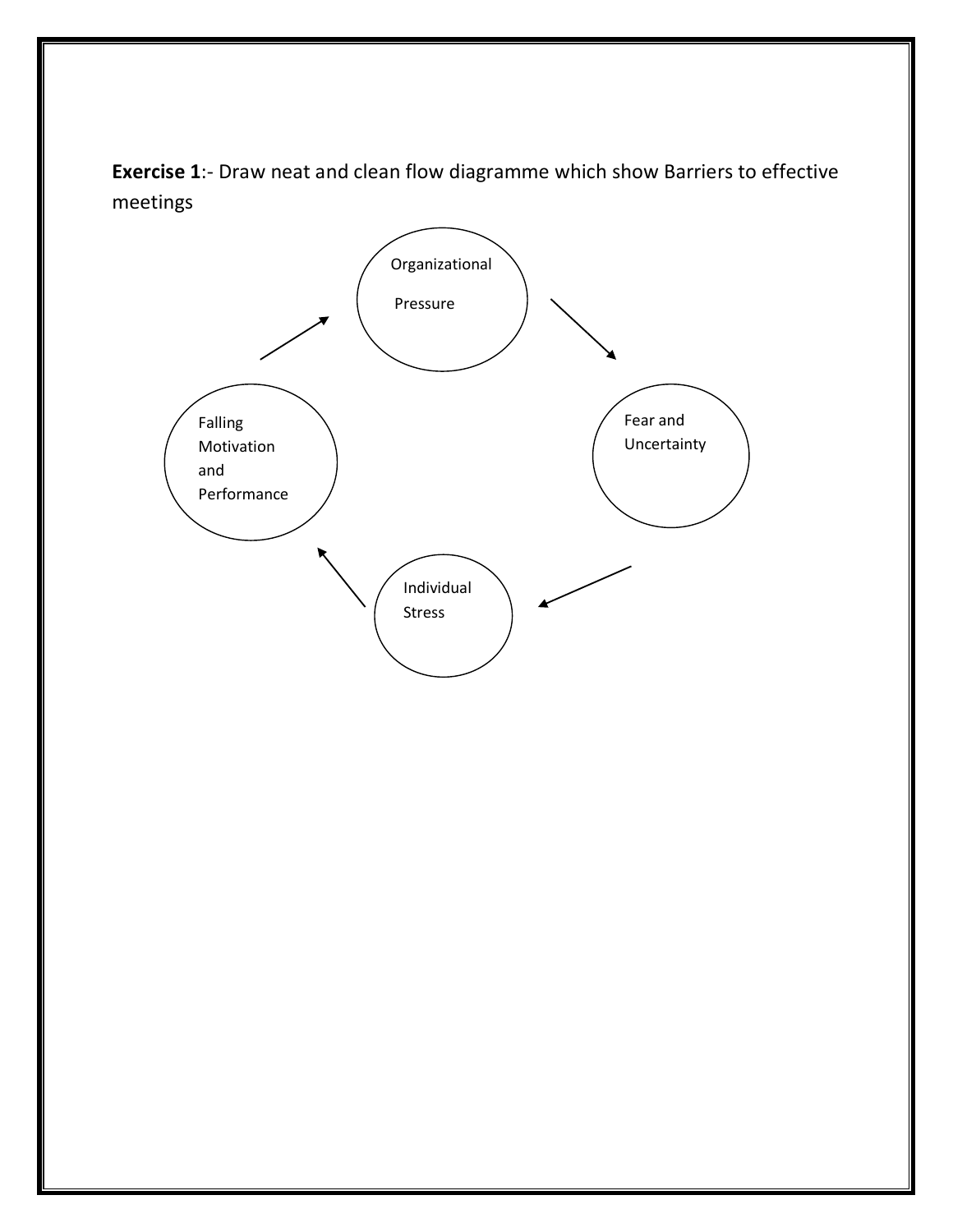**Exercise 1**:- Draw neat and clean flow diagramme which show Barriers to effective meetings

Organizational Pressure

Fear and Uncertainty

Individual Stress

Falling Motivation and Performance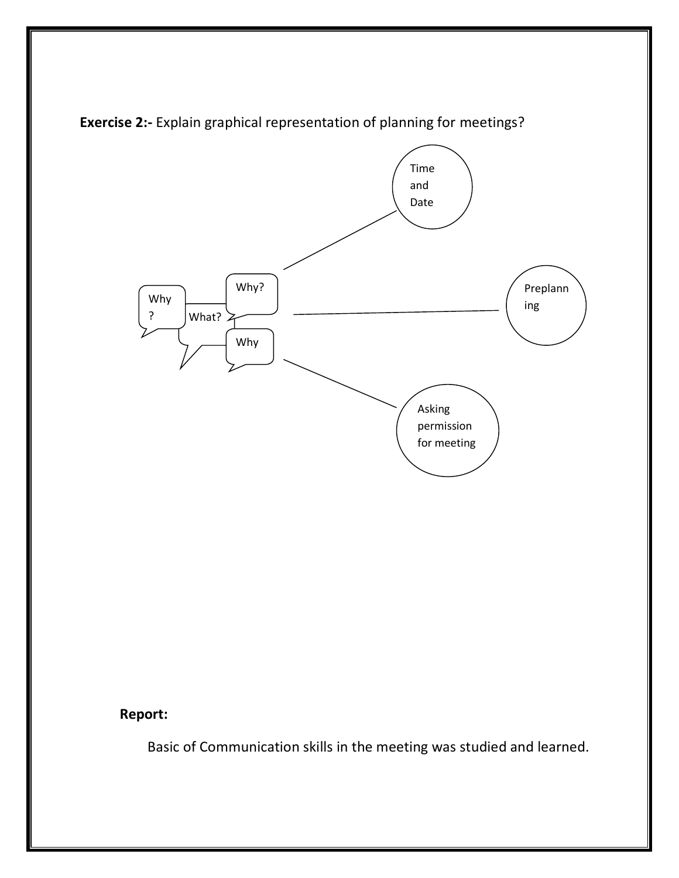**Exercise 2:-** Explain graphical representation of planning for meetings?

Why?

What?

Why?

Why

Time and Date

Preplanning

Asking permission for meeting

**Report:**

Basic of Communication skills in the meeting was studied and learned.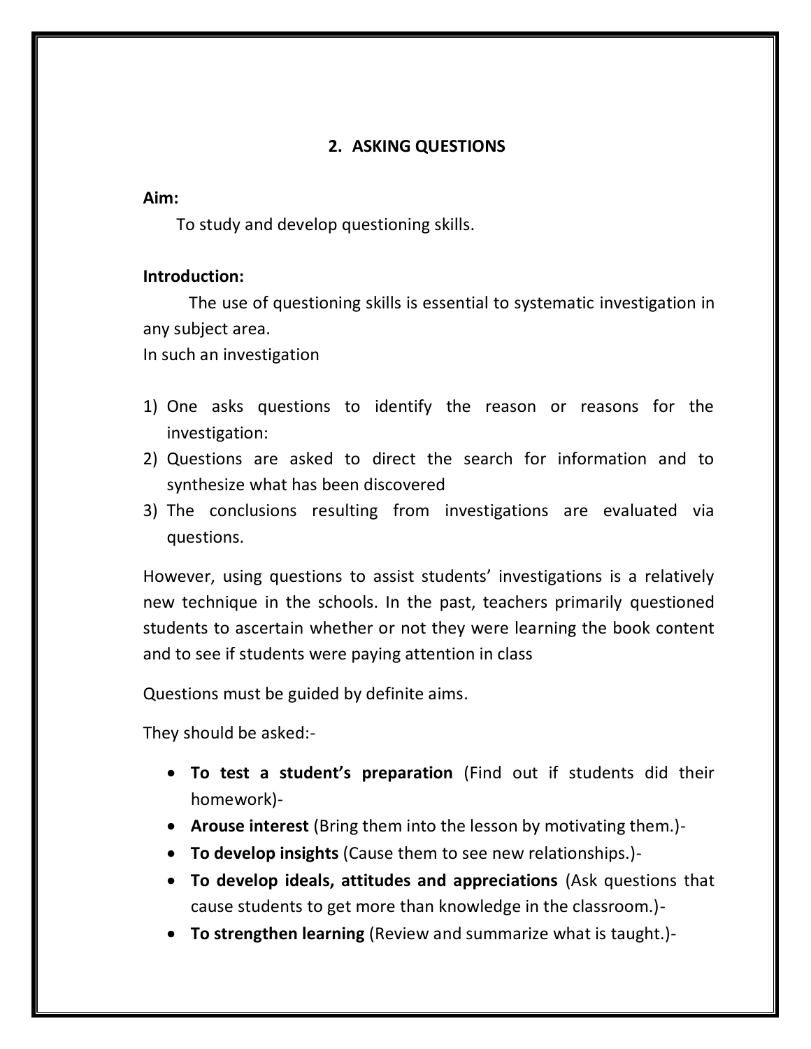## 2. ASKING QUESTIONS

**Aim:**

To study and develop questioning skills.

**Introduction:**

The use of questioning skills is essential to systematic investigation in any subject area.

In such an investigation

1) One asks questions to identify the reason or reasons for the investigation:
2) Questions are asked to direct the search for information and to synthesize what has been discovered
3) The conclusions resulting from investigations are evaluated via questions.

However, using questions to assist students' investigations is a relatively new technique in the schools. In the past, teachers primarily questioned students to ascertain whether or not they were learning the book content and to see if students were paying attention in class

Questions must be guided by definite aims.

They should be asked:-

- **To test a student's preparation** (Find out if students did their homework)-
- **Arouse interest** (Bring them into the lesson by motivating them.)-
- **To develop insights** (Cause them to see new relationships.)-
- **To develop ideals, attitudes and appreciations** (Ask questions that cause students to get more than knowledge in the classroom.)-
- **To strengthen learning** (Review and summarize what is taught.)-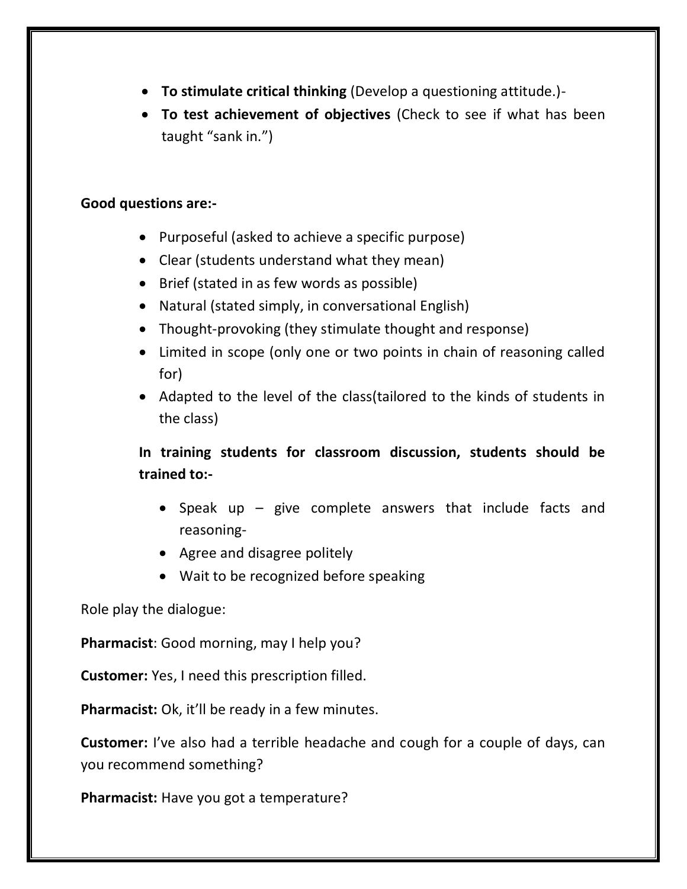- **To stimulate critical thinking** (Develop a questioning attitude.)-
- **To test achievement of objectives** (Check to see if what has been taught "sank in.")

**Good questions are:-**

- Purposeful (asked to achieve a specific purpose)
- Clear (students understand what they mean)
- Brief (stated in as few words as possible)
- Natural (stated simply, in conversational English)
- Thought-provoking (they stimulate thought and response)
- Limited in scope (only one or two points in chain of reasoning called for)
- Adapted to the level of the class(tailored to the kinds of students in the class)

**In training students for classroom discussion, students should be trained to:-**

- Speak up – give complete answers that include facts and reasoning-
- Agree and disagree politely
- Wait to be recognized before speaking

Role play the dialogue:

**Pharmacist**: Good morning, may I help you?

**Customer:** Yes, I need this prescription filled.

**Pharmacist:** Ok, it'll be ready in a few minutes.

**Customer:** I've also had a terrible headache and cough for a couple of days, can you recommend something?

**Pharmacist:** Have you got a temperature?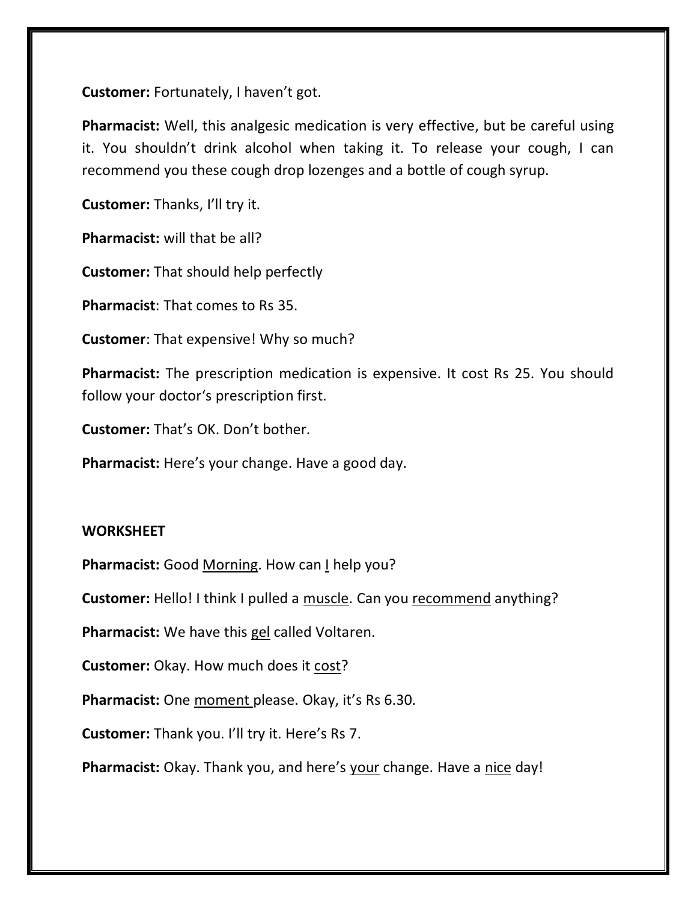**Customer:** Fortunately, I haven't got.

**Pharmacist:** Well, this analgesic medication is very effective, but be careful using it. You shouldn't drink alcohol when taking it. To release your cough, I can recommend you these cough drop lozenges and a bottle of cough syrup.

**Customer:** Thanks, I'll try it.

**Pharmacist:** will that be all?

**Customer:** That should help perfectly

**Pharmacist**: That comes to Rs 35.

**Customer**: That expensive! Why so much?

**Pharmacist:** The prescription medication is expensive. It cost Rs 25. You should follow your doctor's prescription first.

**Customer:** That's OK. Don't bother.

**Pharmacist:** Here's your change. Have a good day.

**WORKSHEET**

**Pharmacist:** Good <u>Morning</u>. How can <u>I</u> help you?

**Customer:** Hello! I think I pulled a <u>muscle</u>. Can you <u>recommend</u> anything?

**Pharmacist:** We have this <u>gel</u> called Voltaren.

**Customer:** Okay. How much does it <u>cost</u>?

**Pharmacist:** One <u>moment</u> please. Okay, it's Rs 6.30.

**Customer:** Thank you. I'll try it. Here's Rs 7.

**Pharmacist:** Okay. Thank you, and here's <u>your</u> change. Have a <u>nice</u> day!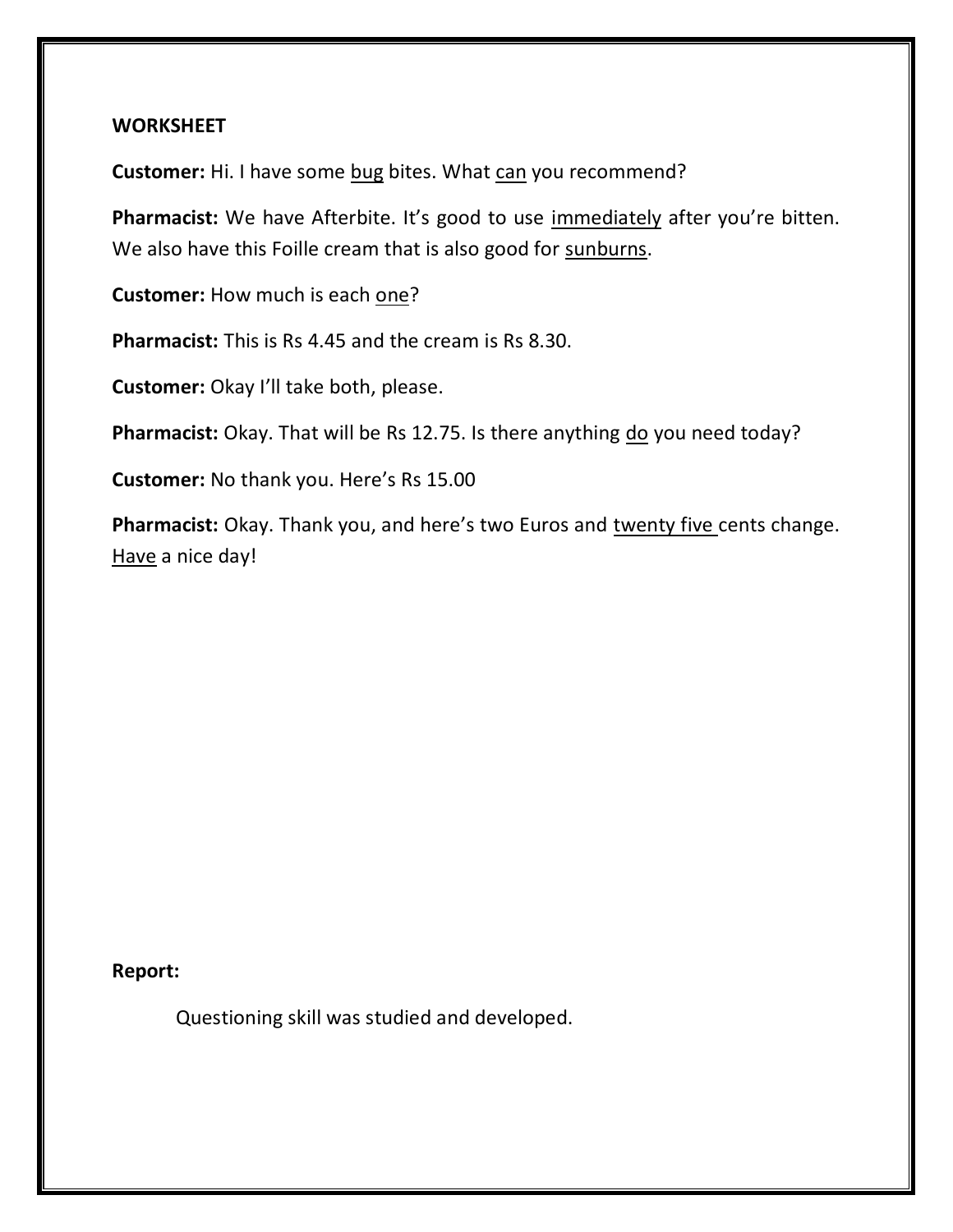**WORKSHEET**

**Customer:** Hi. I have some <u>bug</u> bites. What <u>can</u> you recommend?

**Pharmacist:** We have Afterbite. It's good to use <u>immediately</u> after you're bitten. We also have this Foille cream that is also good for <u>sunburns</u>.

**Customer:** How much is each <u>one</u>?

**Pharmacist:** This is Rs 4.45 and the cream is Rs 8.30.

**Customer:** Okay I'll take both, please.

**Pharmacist:** Okay. That will be Rs 12.75. Is there anything <u>do</u> you need today?

**Customer:** No thank you. Here's Rs 15.00

**Pharmacist:** Okay. Thank you, and here's two Euros and <u>twenty five</u> cents change. <u>Have</u> a nice day!

**Report:**

Questioning skill was studied and developed.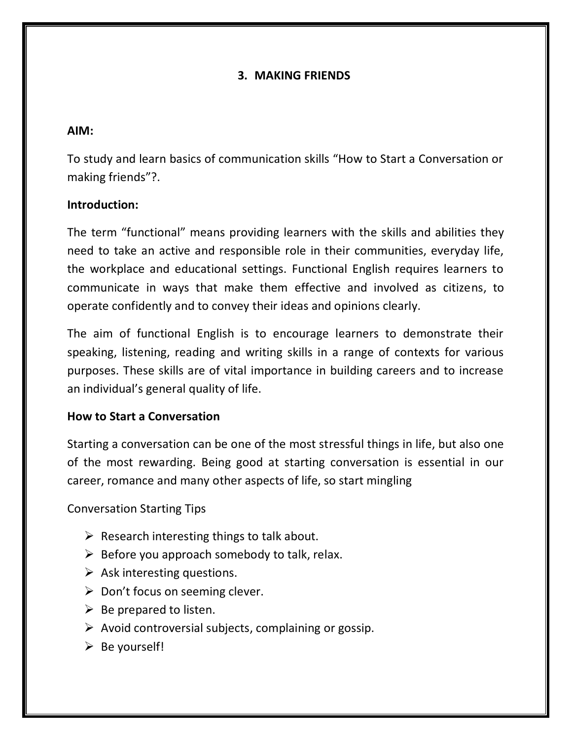## 3. MAKING FRIENDS

**AIM:**

To study and learn basics of communication skills "How to Start a Conversation or making friends"?.

**Introduction:**

The term "functional" means providing learners with the skills and abilities they need to take an active and responsible role in their communities, everyday life, the workplace and educational settings. Functional English requires learners to communicate in ways that make them effective and involved as citizens, to operate confidently and to convey their ideas and opinions clearly.

The aim of functional English is to encourage learners to demonstrate their speaking, listening, reading and writing skills in a range of contexts for various purposes. These skills are of vital importance in building careers and to increase an individual's general quality of life.

**How to Start a Conversation**

Starting a conversation can be one of the most stressful things in life, but also one of the most rewarding. Being good at starting conversation is essential in our career, romance and many other aspects of life, so start mingling

Conversation Starting Tips

- Research interesting things to talk about.
- Before you approach somebody to talk, relax.
- Ask interesting questions.
- Don't focus on seeming clever.
- Be prepared to listen.
- Avoid controversial subjects, complaining or gossip.
- Be yourself!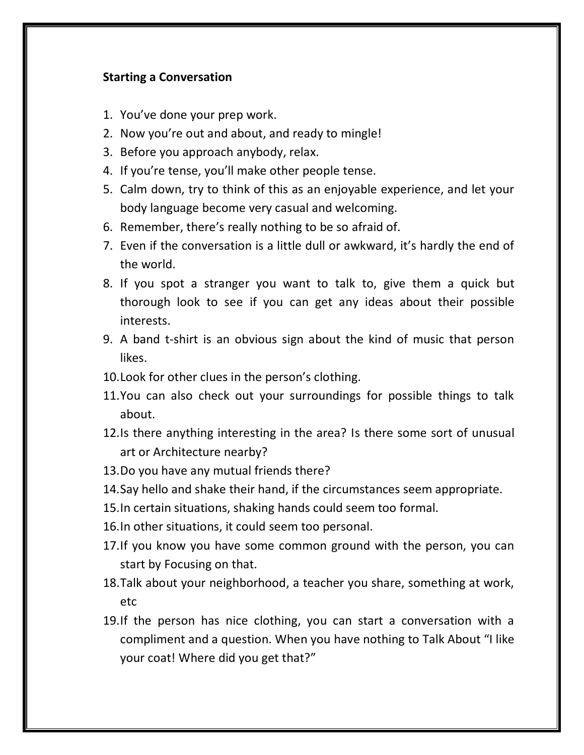**Starting a Conversation**

1. You've done your prep work.
2. Now you're out and about, and ready to mingle!
3. Before you approach anybody, relax.
4. If you're tense, you'll make other people tense.
5. Calm down, try to think of this as an enjoyable experience, and let your body language become very casual and welcoming.
6. Remember, there's really nothing to be so afraid of.
7. Even if the conversation is a little dull or awkward, it's hardly the end of the world.
8. If you spot a stranger you want to talk to, give them a quick but thorough look to see if you can get any ideas about their possible interests.
9. A band t-shirt is an obvious sign about the kind of music that person likes.
10. Look for other clues in the person's clothing.
11. You can also check out your surroundings for possible things to talk about.
12. Is there anything interesting in the area? Is there some sort of unusual art or Architecture nearby?
13. Do you have any mutual friends there?
14. Say hello and shake their hand, if the circumstances seem appropriate.
15. In certain situations, shaking hands could seem too formal.
16. In other situations, it could seem too personal.
17. If you know you have some common ground with the person, you can start by Focusing on that.
18. Talk about your neighborhood, a teacher you share, something at work, etc
19. If the person has nice clothing, you can start a conversation with a compliment and a question. When you have nothing to Talk About "I like your coat! Where did you get that?"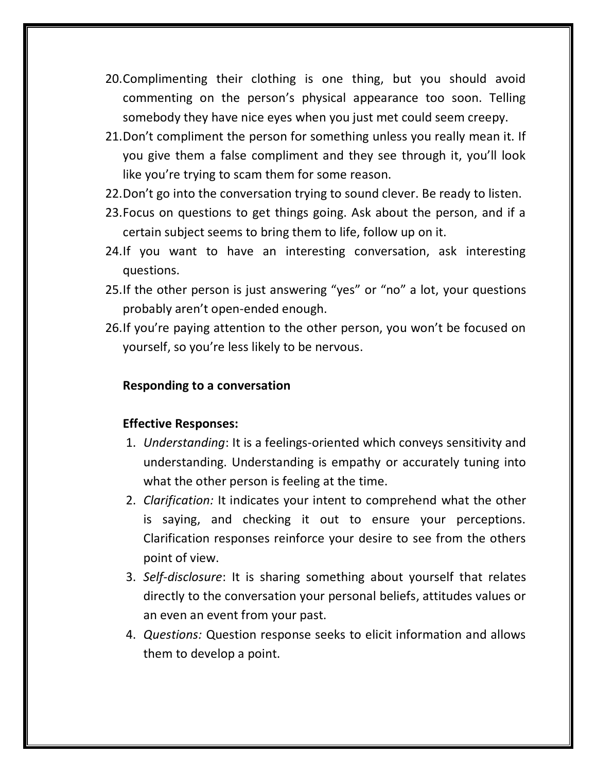20. Complimenting their clothing is one thing, but you should avoid commenting on the person's physical appearance too soon. Telling somebody they have nice eyes when you just met could seem creepy.
21. Don't compliment the person for something unless you really mean it. If you give them a false compliment and they see through it, you'll look like you're trying to scam them for some reason.
22. Don't go into the conversation trying to sound clever. Be ready to listen.
23. Focus on questions to get things going. Ask about the person, and if a certain subject seems to bring them to life, follow up on it.
24. If you want to have an interesting conversation, ask interesting questions.
25. If the other person is just answering "yes" or "no" a lot, your questions probably aren't open-ended enough.
26. If you're paying attention to the other person, you won't be focused on yourself, so you're less likely to be nervous.

**Responding to a conversation**

**Effective Responses:**

1. *Understanding*: It is a feelings-oriented which conveys sensitivity and understanding. Understanding is empathy or accurately tuning into what the other person is feeling at the time.
2. *Clarification:* It indicates your intent to comprehend what the other is saying, and checking it out to ensure your perceptions. Clarification responses reinforce your desire to see from the others point of view.
3. *Self-disclosure*: It is sharing something about yourself that relates directly to the conversation your personal beliefs, attitudes values or an even an event from your past.
4. *Questions:* Question response seeks to elicit information and allows them to develop a point.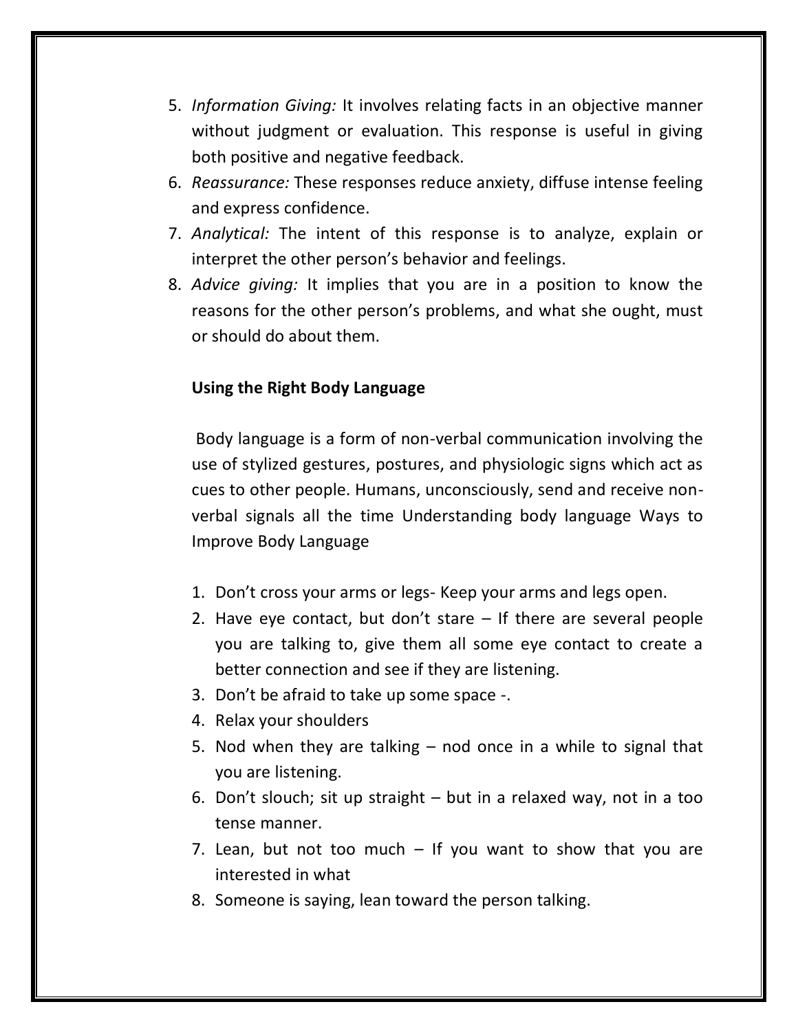5. *Information Giving:* It involves relating facts in an objective manner without judgment or evaluation. This response is useful in giving both positive and negative feedback.
6. *Reassurance:* These responses reduce anxiety, diffuse intense feeling and express confidence.
7. *Analytical:* The intent of this response is to analyze, explain or interpret the other person's behavior and feelings.
8. *Advice giving:* It implies that you are in a position to know the reasons for the other person's problems, and what she ought, must or should do about them.

**Using the Right Body Language**

Body language is a form of non-verbal communication involving the use of stylized gestures, postures, and physiologic signs which act as cues to other people. Humans, unconsciously, send and receive non-verbal signals all the time Understanding body language Ways to Improve Body Language

1. Don't cross your arms or legs- Keep your arms and legs open.
2. Have eye contact, but don't stare – If there are several people you are talking to, give them all some eye contact to create a better connection and see if they are listening.
3. Don't be afraid to take up some space -.
4. Relax your shoulders
5. Nod when they are talking – nod once in a while to signal that you are listening.
6. Don't slouch; sit up straight – but in a relaxed way, not in a too tense manner.
7. Lean, but not too much – If you want to show that you are interested in what
8. Someone is saying, lean toward the person talking.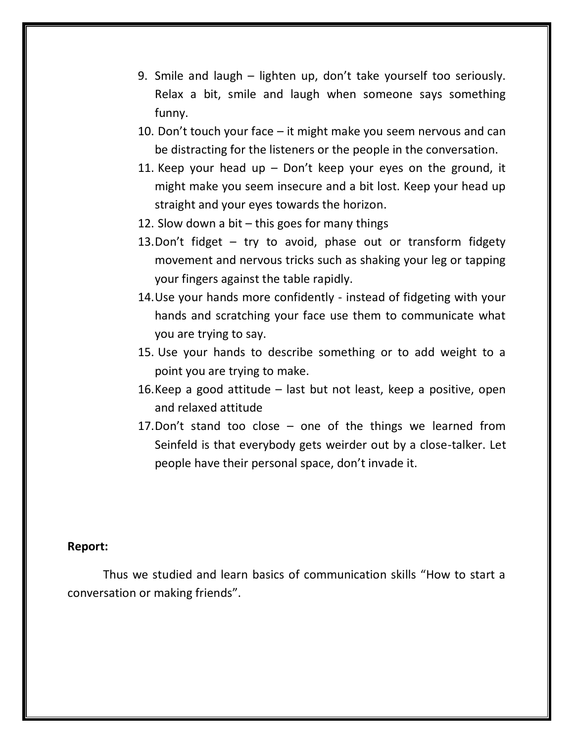9. Smile and laugh – lighten up, don't take yourself too seriously. Relax a bit, smile and laugh when someone says something funny.
10. Don't touch your face – it might make you seem nervous and can be distracting for the listeners or the people in the conversation.
11. Keep your head up – Don't keep your eyes on the ground, it might make you seem insecure and a bit lost. Keep your head up straight and your eyes towards the horizon.
12. Slow down a bit – this goes for many things
13. Don't fidget – try to avoid, phase out or transform fidgety movement and nervous tricks such as shaking your leg or tapping your fingers against the table rapidly.
14. Use your hands more confidently - instead of fidgeting with your hands and scratching your face use them to communicate what you are trying to say.
15. Use your hands to describe something or to add weight to a point you are trying to make.
16. Keep a good attitude – last but not least, keep a positive, open and relaxed attitude
17. Don't stand too close – one of the things we learned from Seinfeld is that everybody gets weirder out by a close-talker. Let people have their personal space, don't invade it.

**Report:**

Thus we studied and learn basics of communication skills "How to start a conversation or making friends".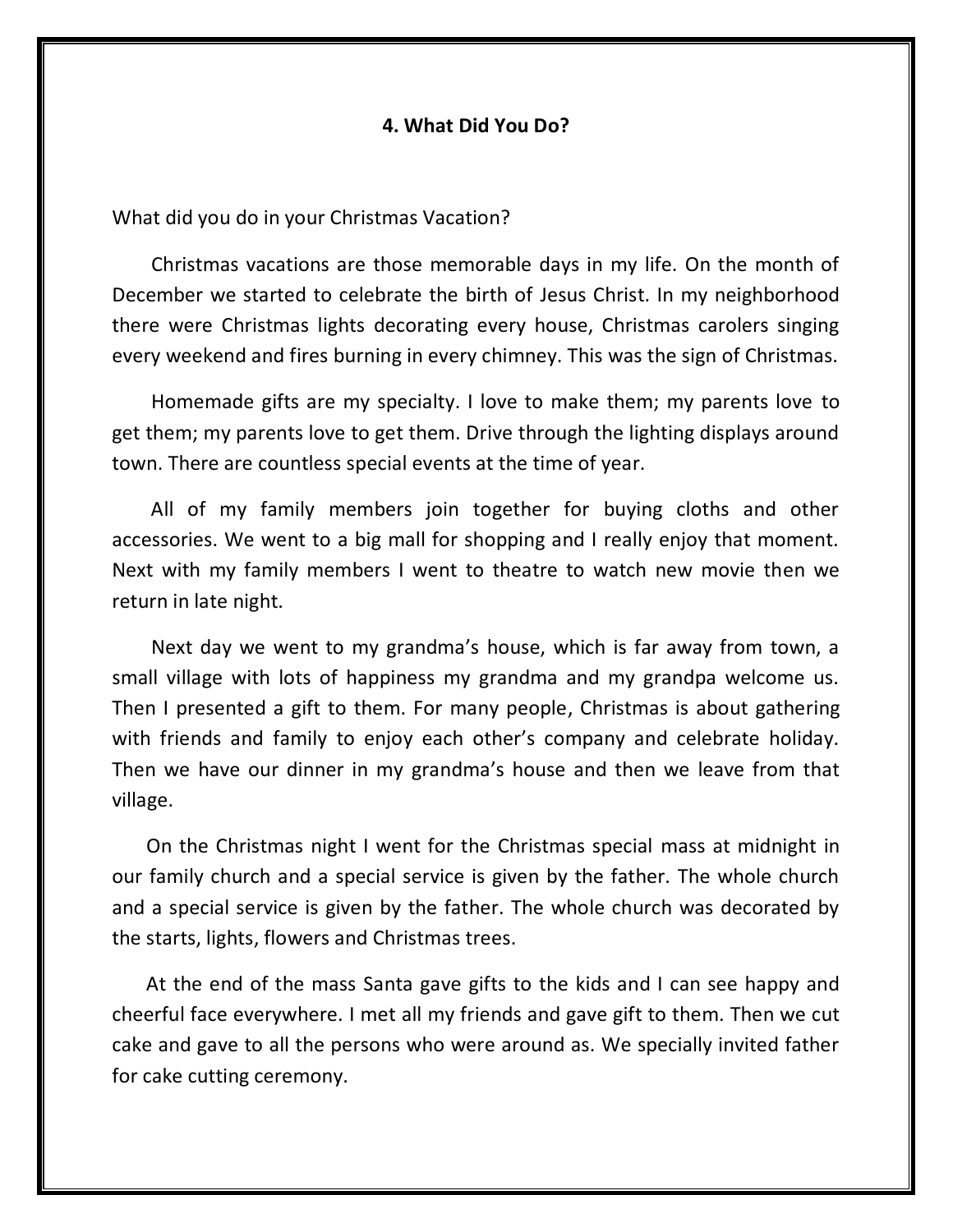**4. What Did You Do?**

What did you do in your Christmas Vacation?

Christmas vacations are those memorable days in my life. On the month of December we started to celebrate the birth of Jesus Christ. In my neighborhood there were Christmas lights decorating every house, Christmas carolers singing every weekend and fires burning in every chimney. This was the sign of Christmas.

Homemade gifts are my specialty. I love to make them; my parents love to get them; my parents love to get them. Drive through the lighting displays around town. There are countless special events at the time of year.

All of my family members join together for buying cloths and other accessories. We went to a big mall for shopping and I really enjoy that moment. Next with my family members I went to theatre to watch new movie then we return in late night.

Next day we went to my grandma's house, which is far away from town, a small village with lots of happiness my grandma and my grandpa welcome us. Then I presented a gift to them. For many people, Christmas is about gathering with friends and family to enjoy each other's company and celebrate holiday. Then we have our dinner in my grandma's house and then we leave from that village.

On the Christmas night I went for the Christmas special mass at midnight in our family church and a special service is given by the father. The whole church and a special service is given by the father. The whole church was decorated by the starts, lights, flowers and Christmas trees.

At the end of the mass Santa gave gifts to the kids and I can see happy and cheerful face everywhere. I met all my friends and gave gift to them. Then we cut cake and gave to all the persons who were around as. We specially invited father for cake cutting ceremony.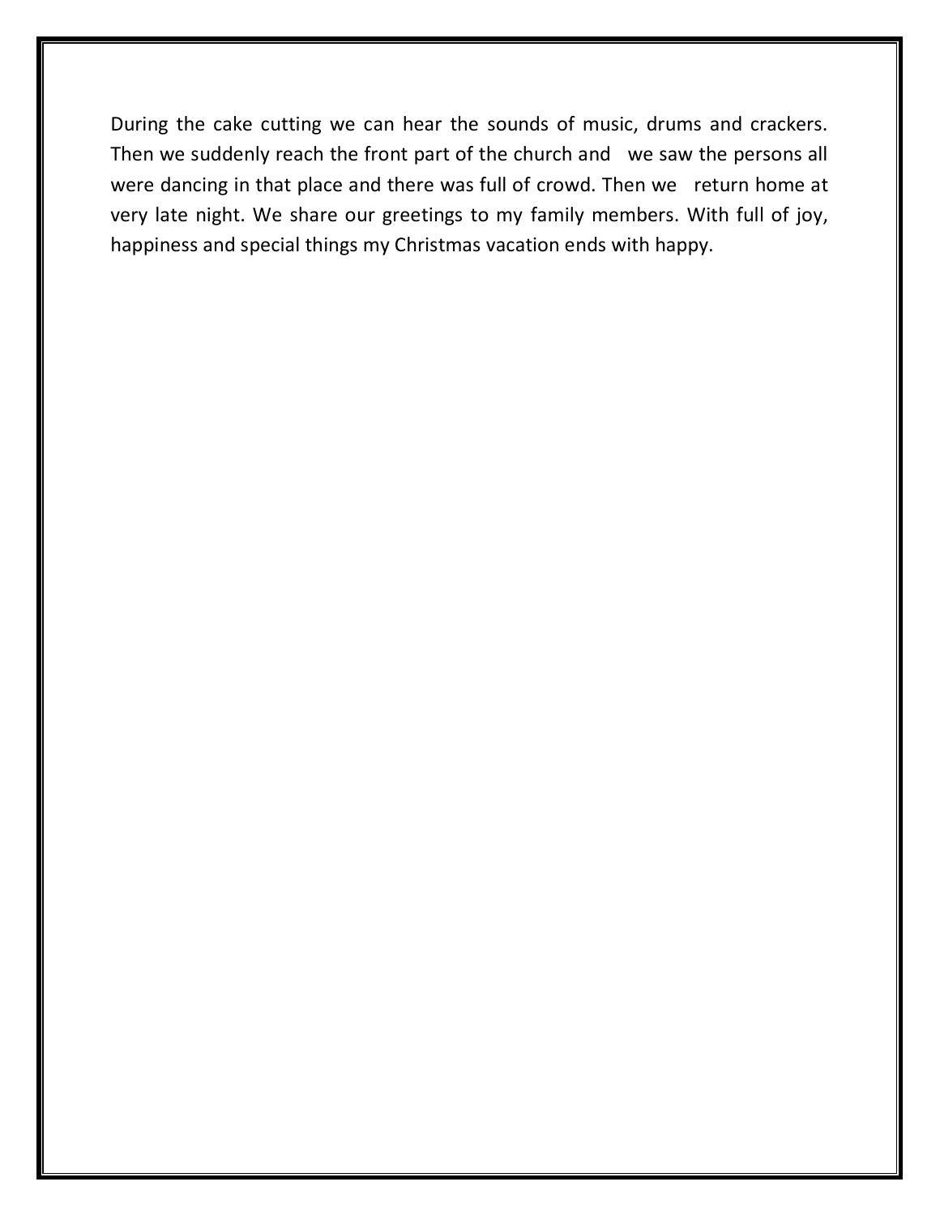During the cake cutting we can hear the sounds of music, drums and crackers. Then we suddenly reach the front part of the church and we saw the persons all were dancing in that place and there was full of crowd. Then we return home at very late night. We share our greetings to my family members. With full of joy, happiness and special things my Christmas vacation ends with happy.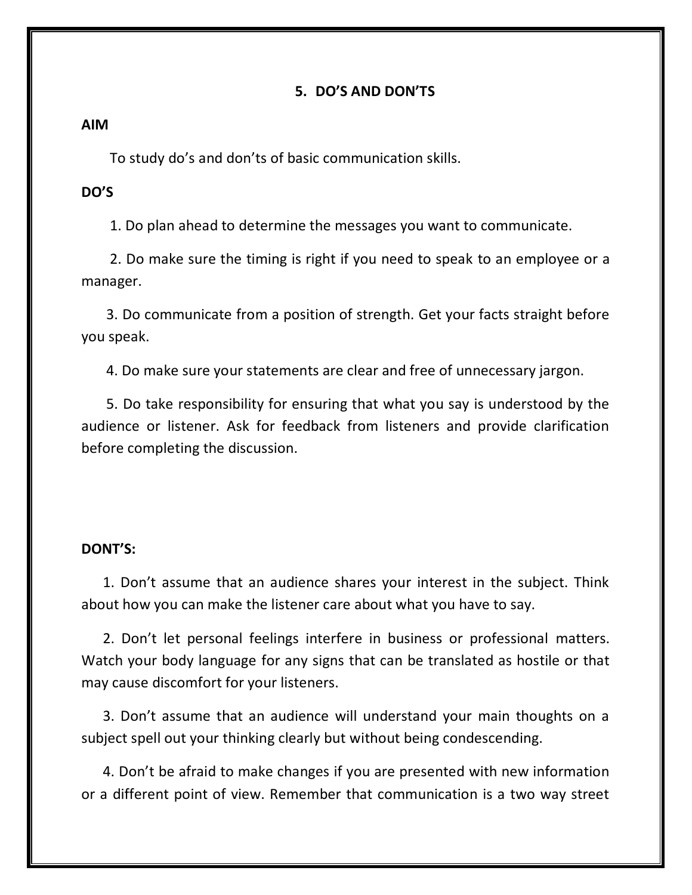## 5. DO'S AND DON'TS

**AIM**

To study do's and don'ts of basic communication skills.

**DO'S**

1. Do plan ahead to determine the messages you want to communicate.

2. Do make sure the timing is right if you need to speak to an employee or a manager.

3. Do communicate from a position of strength. Get your facts straight before you speak.

4. Do make sure your statements are clear and free of unnecessary jargon.

5. Do take responsibility for ensuring that what you say is understood by the audience or listener. Ask for feedback from listeners and provide clarification before completing the discussion.

**DONT'S:**

1. Don't assume that an audience shares your interest in the subject. Think about how you can make the listener care about what you have to say.

2. Don't let personal feelings interfere in business or professional matters. Watch your body language for any signs that can be translated as hostile or that may cause discomfort for your listeners.

3. Don't assume that an audience will understand your main thoughts on a subject spell out your thinking clearly but without being condescending.

4. Don't be afraid to make changes if you are presented with new information or a different point of view. Remember that communication is a two way street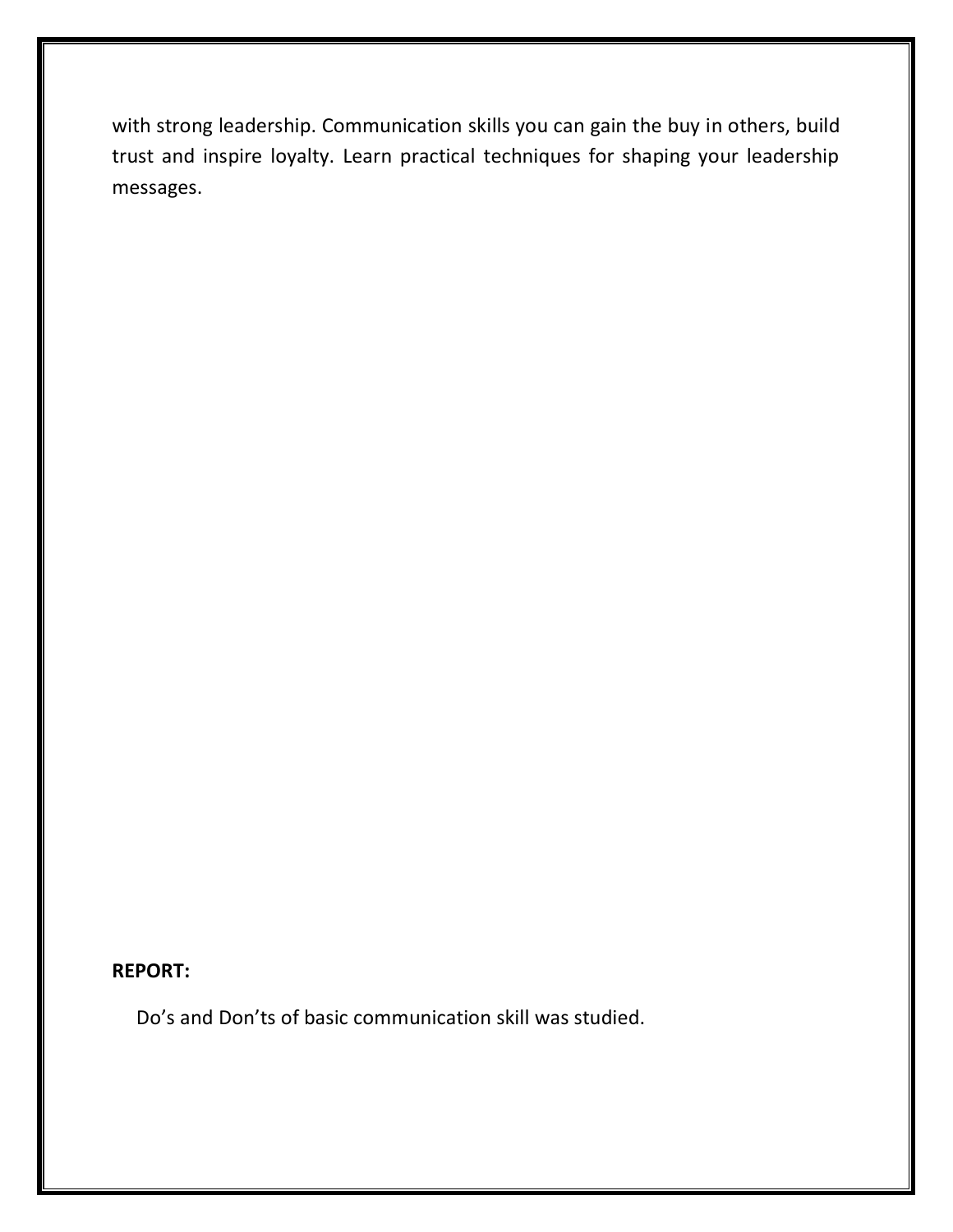with strong leadership. Communication skills you can gain the buy in others, build trust and inspire loyalty. Learn practical techniques for shaping your leadership messages.

**REPORT:**

Do's and Don'ts of basic communication skill was studied.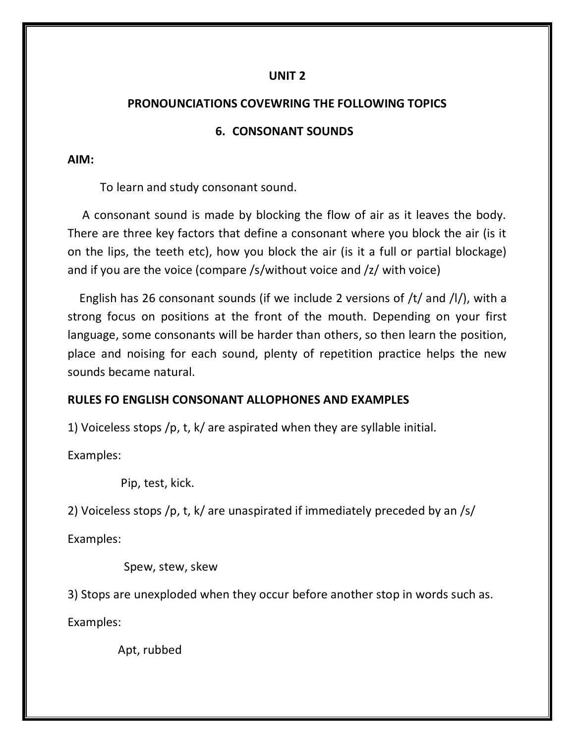# UNIT 2

## PRONOUNCIATIONS COVEWRING THE FOLLOWING TOPICS

## 6. CONSONANT SOUNDS

**AIM:**

To learn and study consonant sound.

A consonant sound is made by blocking the flow of air as it leaves the body. There are three key factors that define a consonant where you block the air (is it on the lips, the teeth etc), how you block the air (is it a full or partial blockage) and if you are the voice (compare /s/without voice and /z/ with voice)

English has 26 consonant sounds (if we include 2 versions of /t/ and /l/), with a strong focus on positions at the front of the mouth. Depending on your first language, some consonants will be harder than others, so then learn the position, place and noising for each sound, plenty of repetition practice helps the new sounds became natural.

**RULES FO ENGLISH CONSONANT ALLOPHONES AND EXAMPLES**

1) Voiceless stops /p, t, k/ are aspirated when they are syllable initial.

Examples:

Pip, test, kick.

2) Voiceless stops /p, t, k/ are unaspirated if immediately preceded by an /s/

Examples:

Spew, stew, skew

3) Stops are unexploded when they occur before another stop in words such as.

Examples:

Apt, rubbed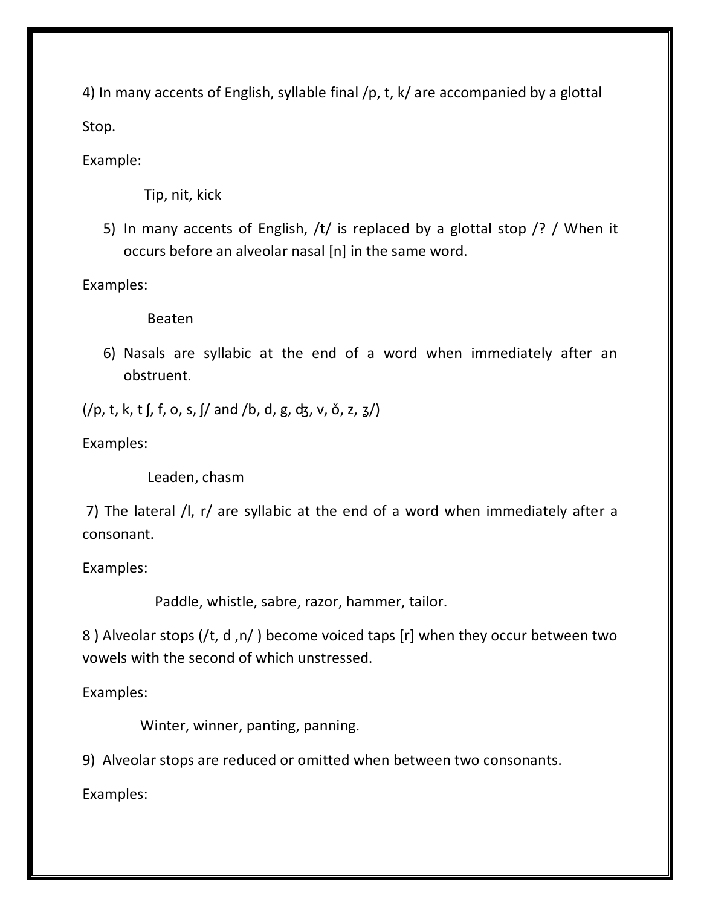4) In many accents of English, syllable final /p, t, k/ are accompanied by a glottal

Stop.

Example:

Tip, nit, kick

5) In many accents of English, /t/ is replaced by a glottal stop /? / When it occurs before an alveolar nasal [n] in the same word.

Examples:

Beaten

6) Nasals are syllabic at the end of a word when immediately after an obstruent.

(/p, t, k, t ʃ, f, o, s, ʃ/ and /b, d, g, ʤ, v, ǒ, z, ʒ/)

Examples:

Leaden, chasm

7) The lateral /l, r/ are syllabic at the end of a word when immediately after a consonant.

Examples:

Paddle, whistle, sabre, razor, hammer, tailor.

8 ) Alveolar stops (/t, d ,n/ ) become voiced taps [r] when they occur between two vowels with the second of which unstressed.

Examples:

Winter, winner, panting, panning.

9) Alveolar stops are reduced or omitted when between two consonants.

Examples: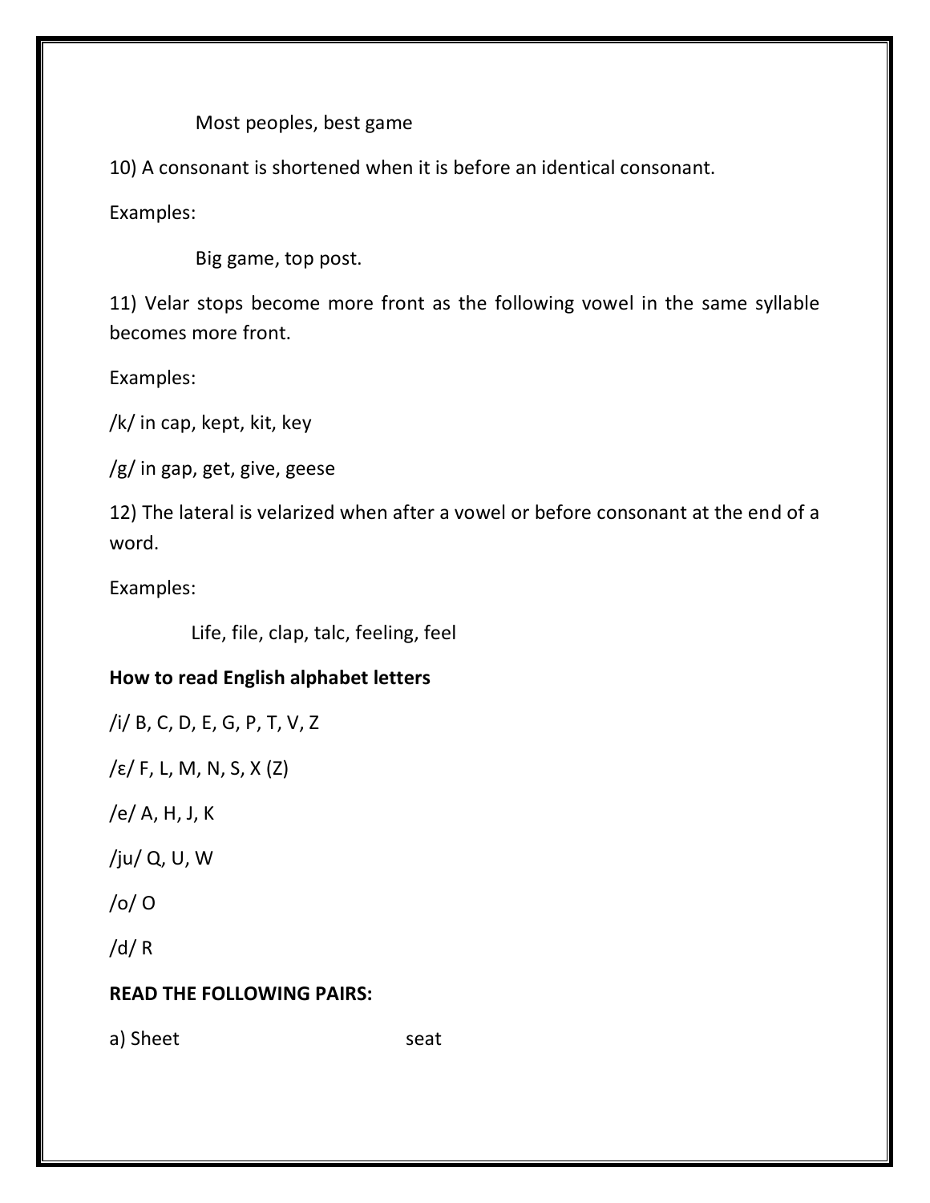Most peoples, best game

10) A consonant is shortened when it is before an identical consonant.

Examples:

Big game, top post.

11) Velar stops become more front as the following vowel in the same syllable becomes more front.

Examples:

/k/ in cap, kept, kit, key

/g/ in gap, get, give, geese

12) The lateral is velarized when after a vowel or before consonant at the end of a word.

Examples:

Life, file, clap, talc, feeling, feel

**How to read English alphabet letters**

/i/ B, C, D, E, G, P, T, V, Z

/ɛ/ F, L, M, N, S, X (Z)

/e/ A, H, J, K

/ju/ Q, U, W

/o/ O

/d/ R

**READ THE FOLLOWING PAIRS:**

a) Sheet seat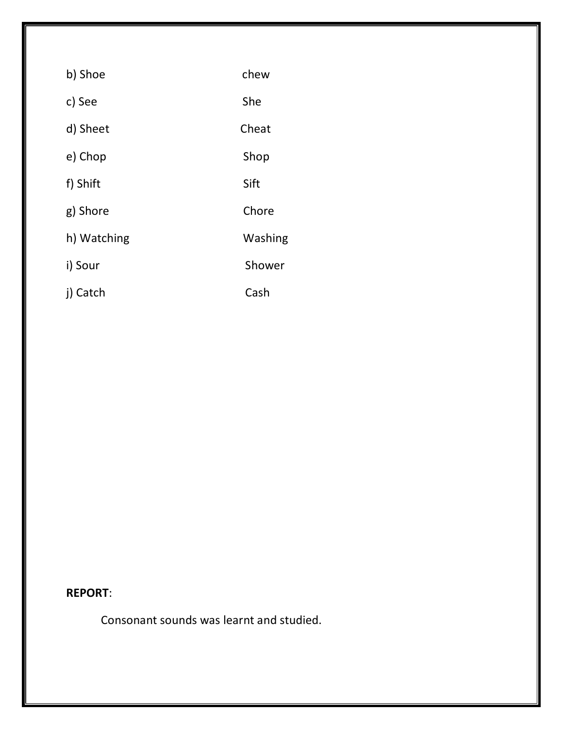| | |
|---|---|
| b) Shoe | chew |
| c) See | She |
| d) Sheet | Cheat |
| e) Chop | Shop |
| f) Shift | Sift |
| g) Shore | Chore |
| h) Watching | Washing |
| i) Sour | Shower |
| j) Catch | Cash |

**REPORT**:

Consonant sounds was learnt and studied.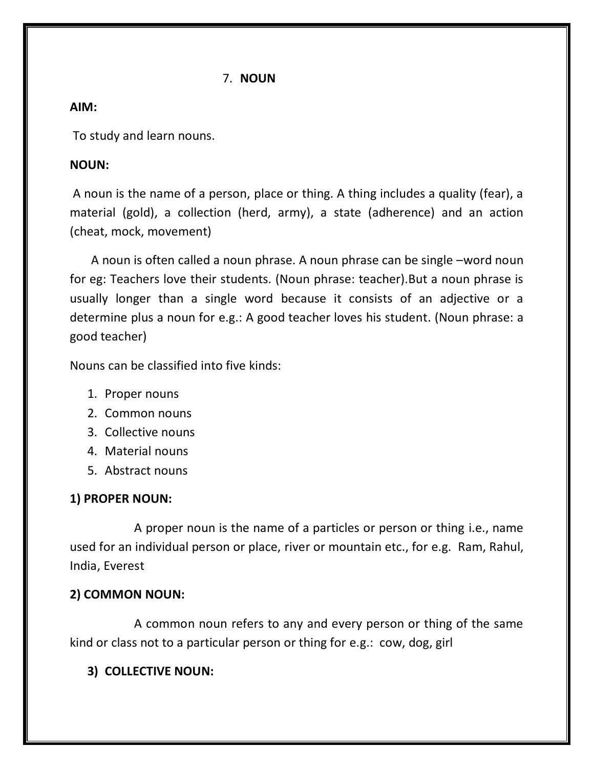## 7. NOUN

**AIM:**

To study and learn nouns.

**NOUN:**

A noun is the name of a person, place or thing. A thing includes a quality (fear), a material (gold), a collection (herd, army), a state (adherence) and an action (cheat, mock, movement)

A noun is often called a noun phrase. A noun phrase can be single –word noun for eg: Teachers love their students. (Noun phrase: teacher).But a noun phrase is usually longer than a single word because it consists of an adjective or a determine plus a noun for e.g.: A good teacher loves his student. (Noun phrase: a good teacher)

Nouns can be classified into five kinds:

1. Proper nouns
2. Common nouns
3. Collective nouns
4. Material nouns
5. Abstract nouns

**1) PROPER NOUN:**

A proper noun is the name of a particles or person or thing i.e., name used for an individual person or place, river or mountain etc., for e.g. Ram, Rahul, India, Everest

**2) COMMON NOUN:**

A common noun refers to any and every person or thing of the same kind or class not to a particular person or thing for e.g.: cow, dog, girl

**3) COLLECTIVE NOUN:**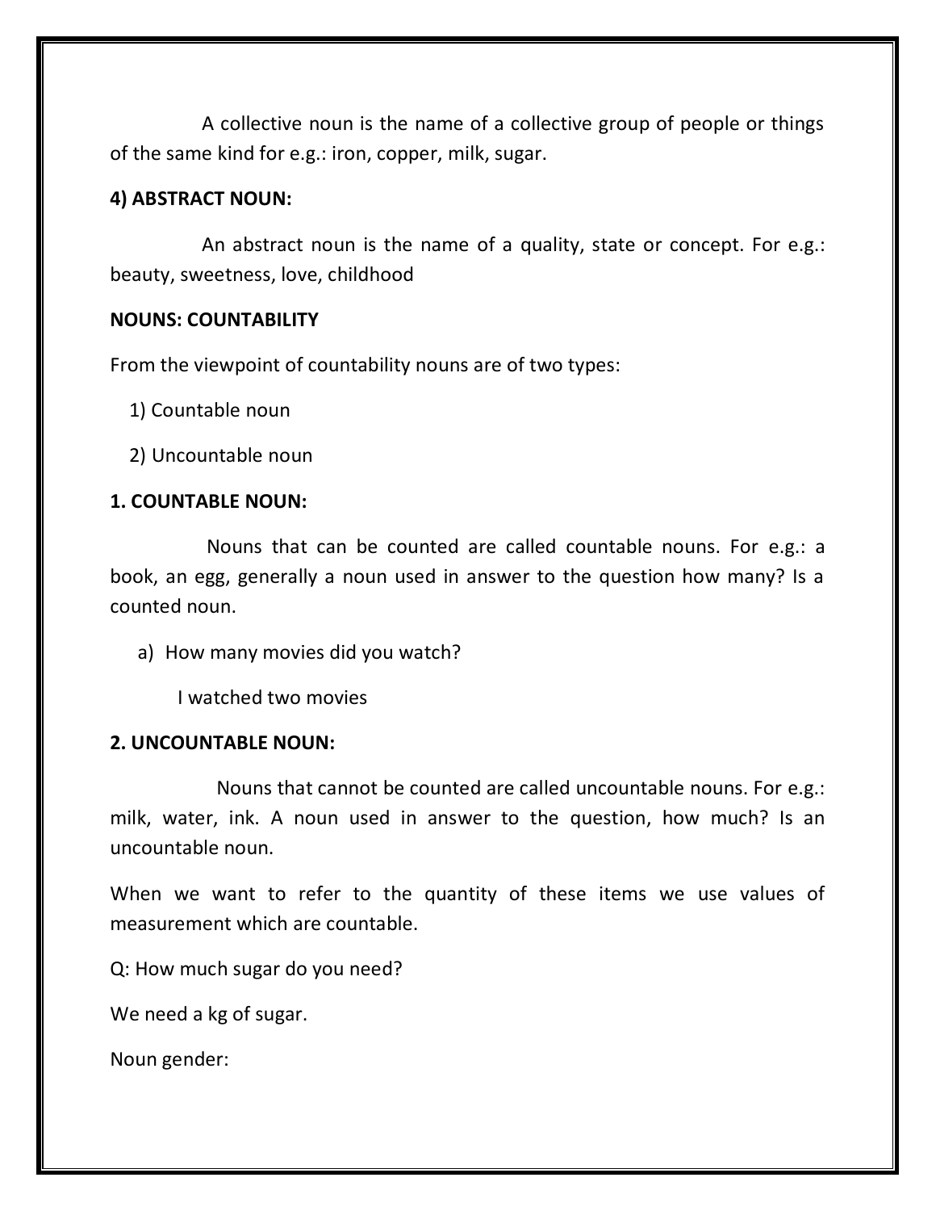A collective noun is the name of a collective group of people or things of the same kind for e.g.: iron, copper, milk, sugar.

**4) ABSTRACT NOUN:**

An abstract noun is the name of a quality, state or concept. For e.g.: beauty, sweetness, love, childhood

**NOUNS: COUNTABILITY**

From the viewpoint of countability nouns are of two types:

1) Countable noun
2) Uncountable noun

**1. COUNTABLE NOUN:**

Nouns that can be counted are called countable nouns. For e.g.: a book, an egg, generally a noun used in answer to the question how many? Is a counted noun.

a) How many movies did you watch?

   I watched two movies

**2. UNCOUNTABLE NOUN:**

Nouns that cannot be counted are called uncountable nouns. For e.g.: milk, water, ink. A noun used in answer to the question, how much? Is an uncountable noun.

When we want to refer to the quantity of these items we use values of measurement which are countable.

Q: How much sugar do you need?

We need a kg of sugar.

Noun gender: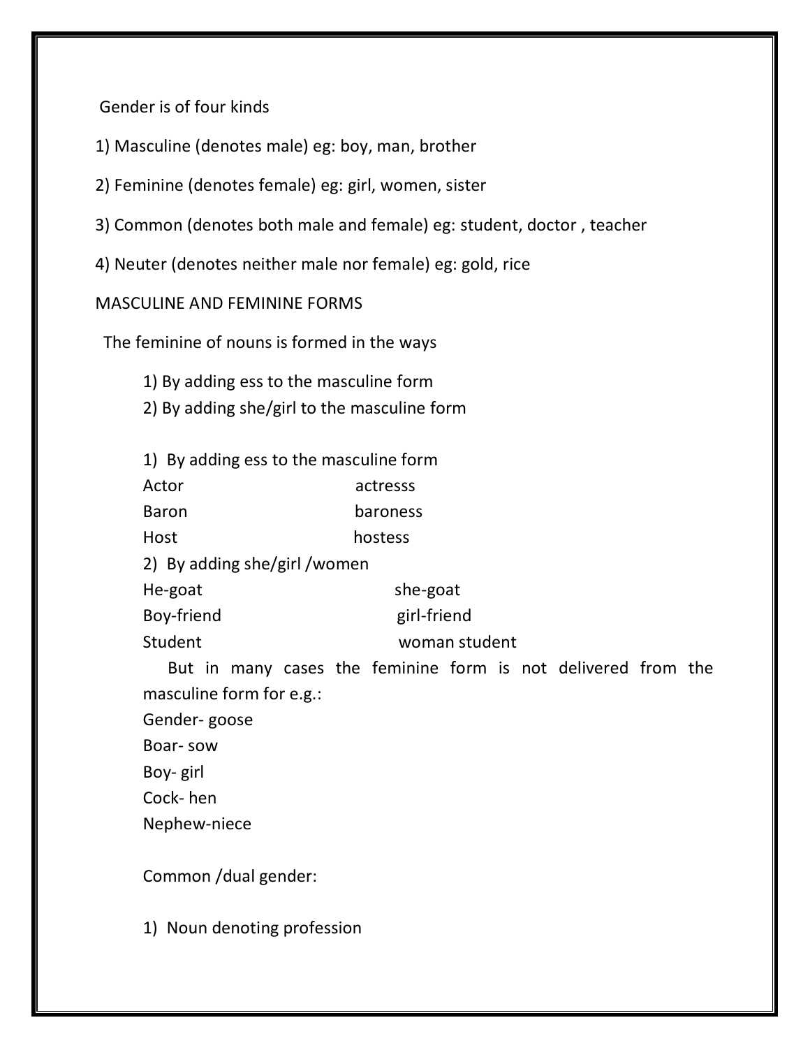Gender is of four kinds

1) Masculine (denotes male) eg: boy, man, brother

2) Feminine (denotes female) eg: girl, women, sister

3) Common (denotes both male and female) eg: student, doctor , teacher

4) Neuter (denotes neither male nor female) eg: gold, rice

MASCULINE AND FEMININE FORMS

The feminine of nouns is formed in the ways

1) By adding ess to the masculine form
2) By adding she/girl to the masculine form

1) By adding ess to the masculine form

| | |
|---|---|
| Actor | actresss |
| Baron | baroness |
| Host | hostess |

2) By adding she/girl /women

| | |
|---|---|
| He-goat | she-goat |
| Boy-friend | girl-friend |
| Student | woman student |

But in many cases the feminine form is not delivered from the masculine form for e.g.:

Gender- goose
Boar- sow
Boy- girl
Cock- hen
Nephew-niece

Common /dual gender:

1) Noun denoting profession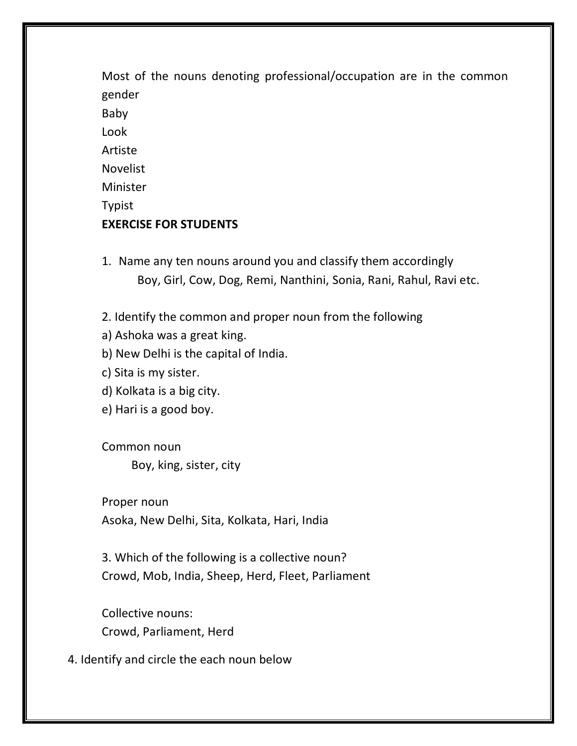Most of the nouns denoting professional/occupation are in the common gender

Baby

Look

Artiste

Novelist

Minister

Typist

**EXERCISE FOR STUDENTS**

1. Name any ten nouns around you and classify them accordingly
   Boy, Girl, Cow, Dog, Remi, Nanthini, Sonia, Rani, Rahul, Ravi etc.

2. Identify the common and proper noun from the following

a) Ashoka was a great king.

b) New Delhi is the capital of India.

c) Sita is my sister.

d) Kolkata is a big city.

e) Hari is a good boy.

Common noun

Boy, king, sister, city

Proper noun

Asoka, New Delhi, Sita, Kolkata, Hari, India

3. Which of the following is a collective noun?

Crowd, Mob, India, Sheep, Herd, Fleet, Parliament

Collective nouns:

Crowd, Parliament, Herd

4. Identify and circle the each noun below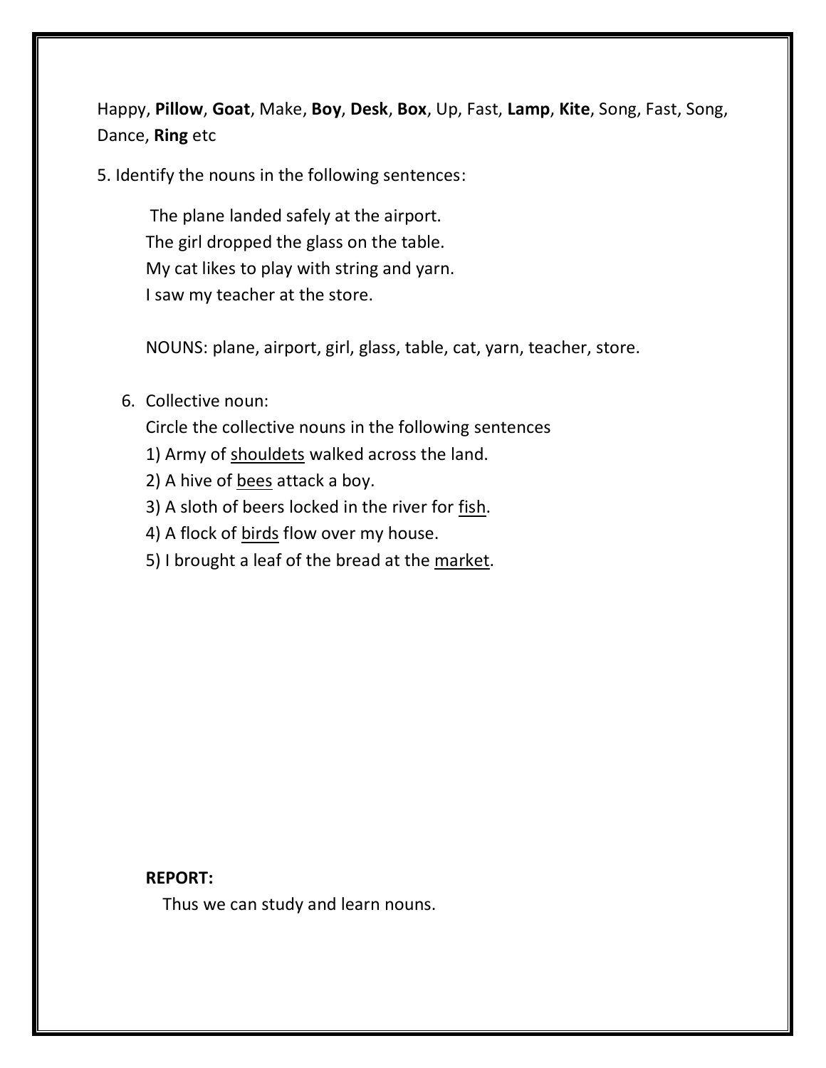Happy, **Pillow**, **Goat**, Make, **Boy**, **Desk**, **Box**, Up, Fast, **Lamp**, **Kite**, Song, Fast, Song, Dance, **Ring** etc

5. Identify the nouns in the following sentences:

The plane landed safely at the airport.
The girl dropped the glass on the table.
My cat likes to play with string and yarn.
I saw my teacher at the store.

NOUNS: plane, airport, girl, glass, table, cat, yarn, teacher, store.

6. Collective noun:

   Circle the collective nouns in the following sentences

   1) Army of <u>shouldets</u> walked across the land.
   2) A hive of <u>bees</u> attack a boy.
   3) A sloth of beers locked in the river for <u>fish</u>.
   4) A flock of <u>birds</u> flow over my house.
   5) I brought a leaf of the bread at the <u>market</u>.

**REPORT:**

Thus we can study and learn nouns.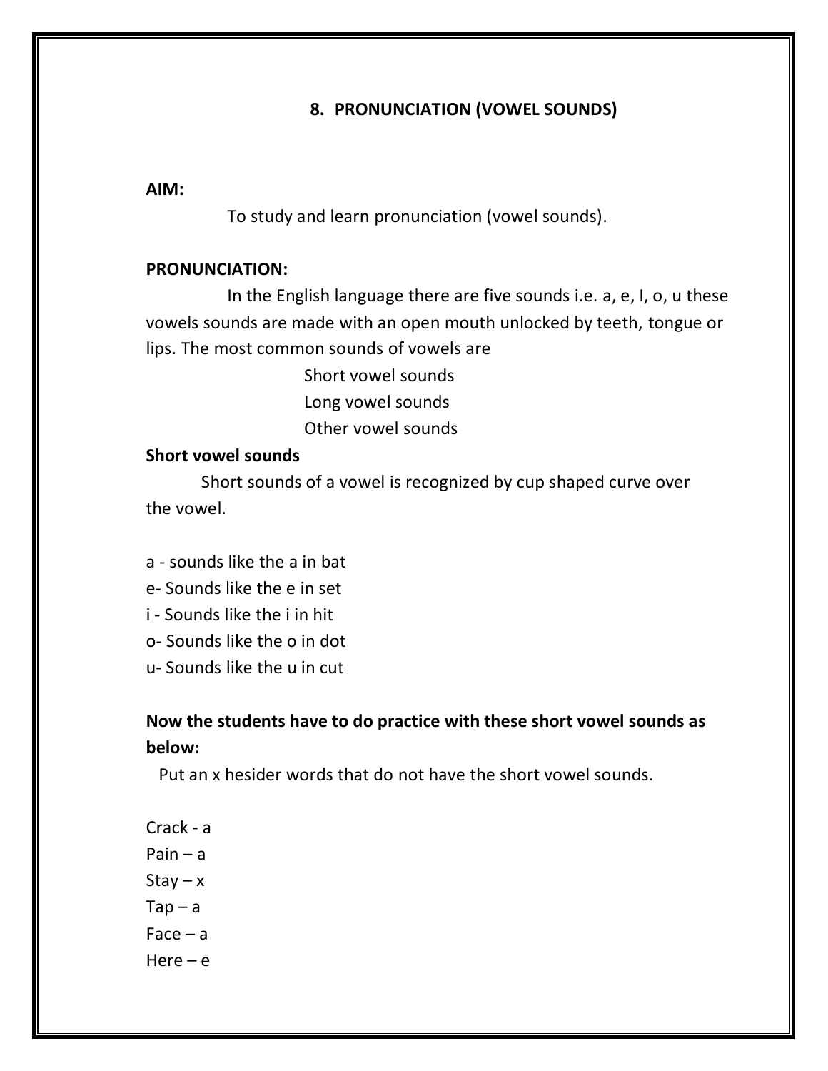## 8. PRONUNCIATION (VOWEL SOUNDS)

**AIM:**

To study and learn pronunciation (vowel sounds).

**PRONUNCIATION:**

In the English language there are five sounds i.e. a, e, I, o, u these vowels sounds are made with an open mouth unlocked by teeth, tongue or lips. The most common sounds of vowels are

Short vowel sounds
Long vowel sounds
Other vowel sounds

**Short vowel sounds**

Short sounds of a vowel is recognized by cup shaped curve over the vowel.

a - sounds like the a in bat
e- Sounds like the e in set
i - Sounds like the i in hit
o- Sounds like the o in dot
u- Sounds like the u in cut

**Now the students have to do practice with these short vowel sounds as below:**

Put an x hesider words that do not have the short vowel sounds.

Crack - a
Pain – a
Stay – x
Tap – a
Face – a
Here – e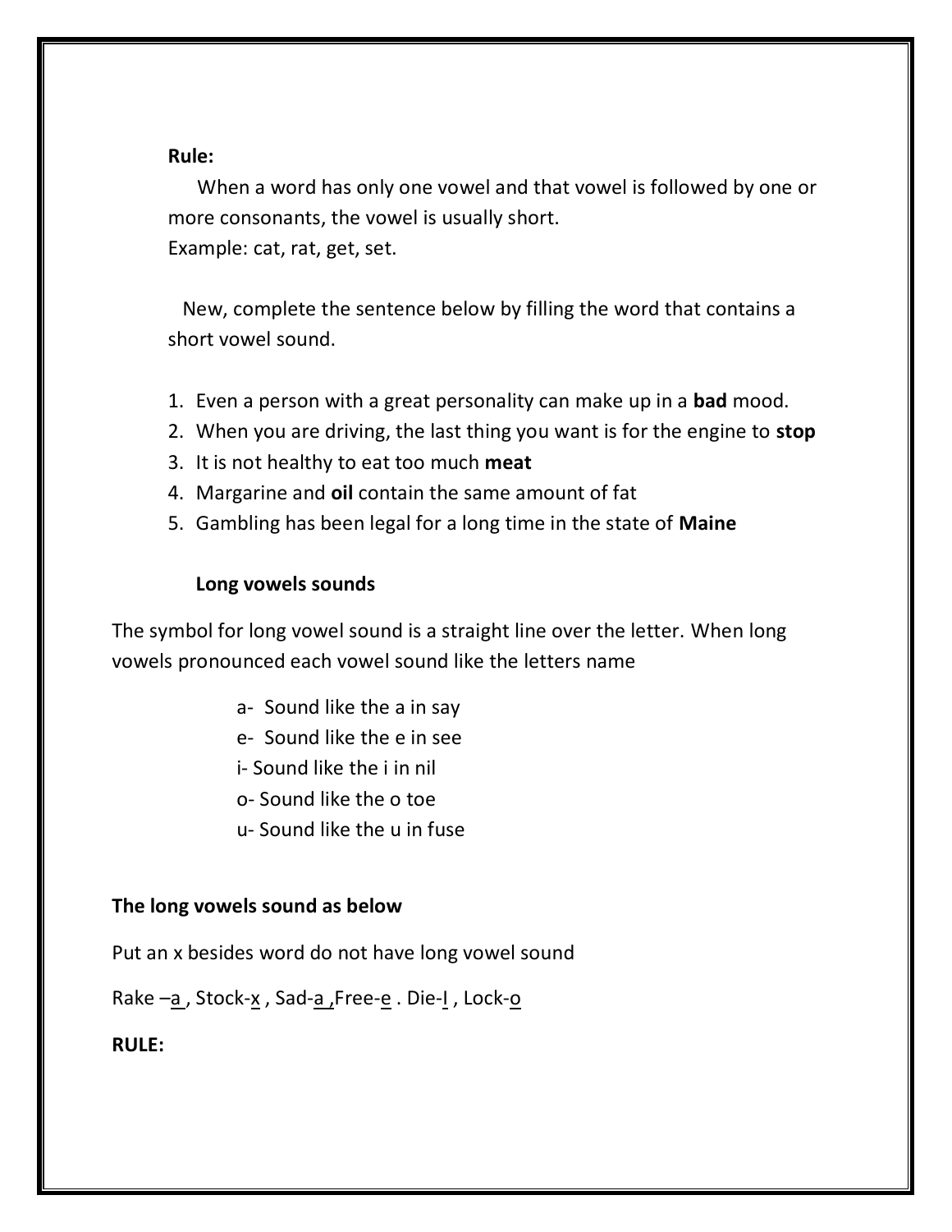**Rule:**

When a word has only one vowel and that vowel is followed by one or more consonants, the vowel is usually short.
Example: cat, rat, get, set.

New, complete the sentence below by filling the word that contains a short vowel sound.

1. Even a person with a great personality can make up in a **bad** mood.
2. When you are driving, the last thing you want is for the engine to **stop**
3. It is not healthy to eat too much **meat**
4. Margarine and **oil** contain the same amount of fat
5. Gambling has been legal for a long time in the state of **Maine**

**Long vowels sounds**

The symbol for long vowel sound is a straight line over the letter. When long vowels pronounced each vowel sound like the letters name

- a- Sound like the a in say
- e- Sound like the e in see
- i- Sound like the i in nil
- o- Sound like the o toe
- u- Sound like the u in fuse

**The long vowels sound as below**

Put an x besides word do not have long vowel sound

Rake –<u>a</u> , Stock-<u>x</u> , Sad-<u>a</u> ,Free-<u>e</u> . Die-<u>I</u> , Lock-<u>o</u>

**RULE:**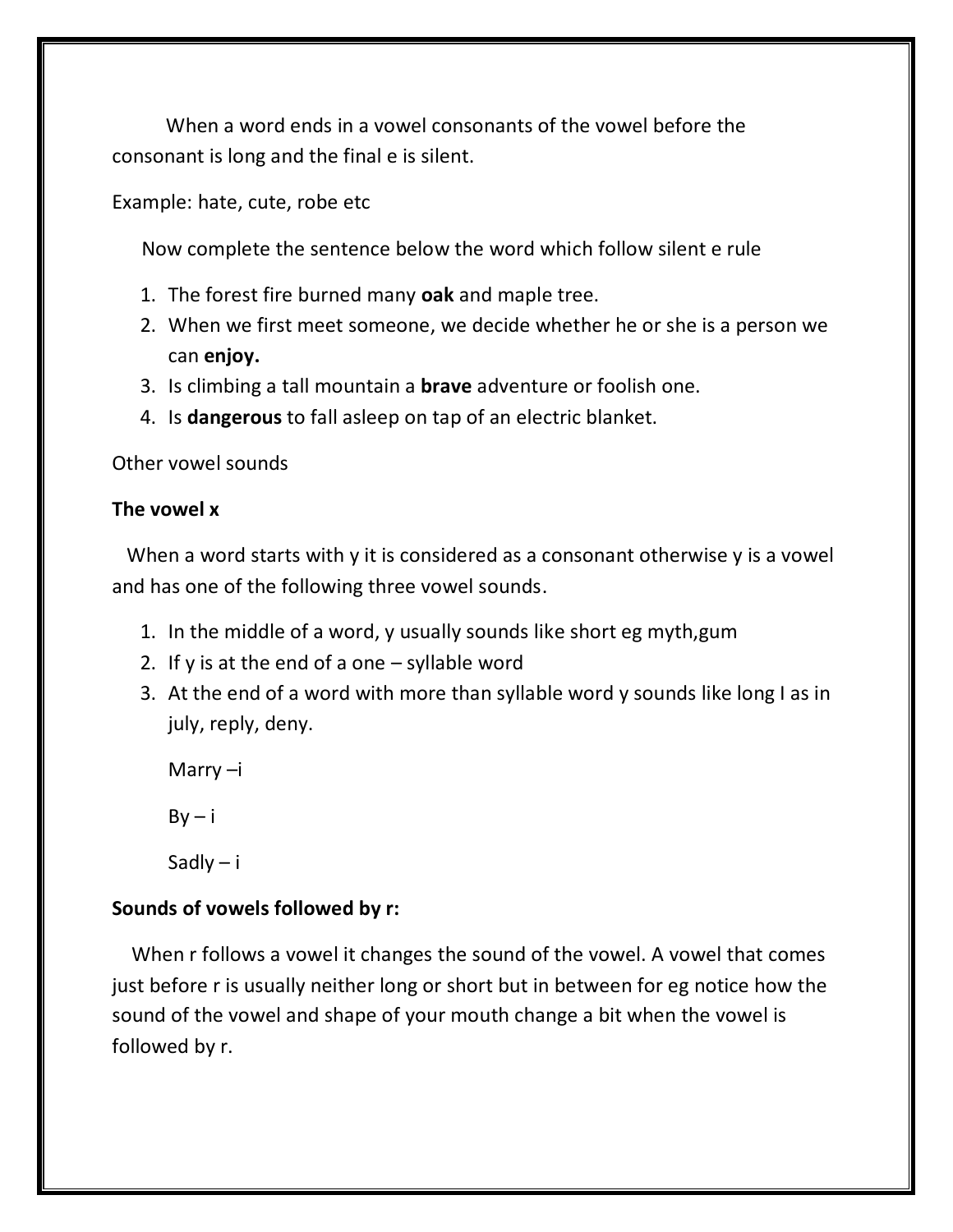When a word ends in a vowel consonants of the vowel before the consonant is long and the final e is silent.

Example: hate, cute, robe etc

Now complete the sentence below the word which follow silent e rule

1. The forest fire burned many **oak** and maple tree.
2. When we first meet someone, we decide whether he or she is a person we can **enjoy.**
3. Is climbing a tall mountain a **brave** adventure or foolish one.
4. Is **dangerous** to fall asleep on tap of an electric blanket.

Other vowel sounds

**The vowel x**

When a word starts with y it is considered as a consonant otherwise y is a vowel and has one of the following three vowel sounds.

1. In the middle of a word, y usually sounds like short eg myth,gum
2. If y is at the end of a one – syllable word
3. At the end of a word with more than syllable word y sounds like long I as in july, reply, deny.

   Marry –i

   By – i

   Sadly – i

**Sounds of vowels followed by r:**

When r follows a vowel it changes the sound of the vowel. A vowel that comes just before r is usually neither long or short but in between for eg notice how the sound of the vowel and shape of your mouth change a bit when the vowel is followed by r.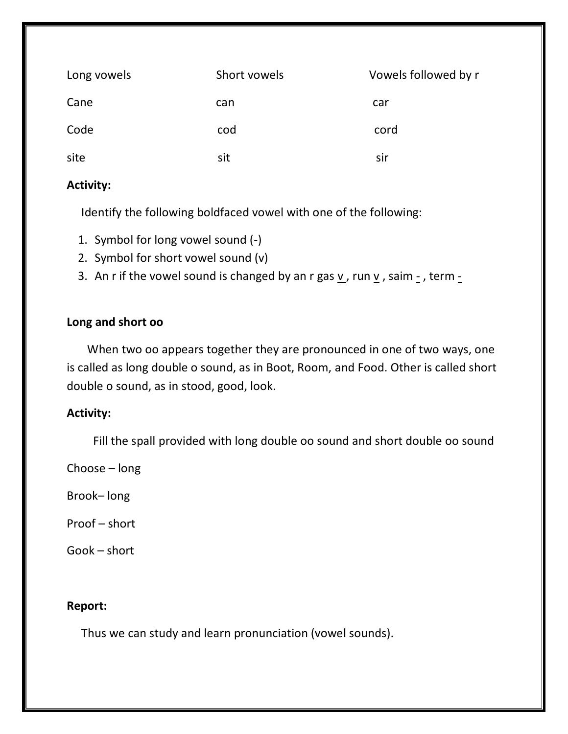| Long vowels | Short vowels | Vowels followed by r |
|---|---|---|
| Cane | can | car |
| Code | cod | cord |
| site | sit | sir |

**Activity:**

Identify the following boldfaced vowel with one of the following:

1. Symbol for long vowel sound (-)
2. Symbol for short vowel sound (v)
3. An r if the vowel sound is changed by an r gas <u>v</u> , run <u>v</u> , saim <u>-</u> , term <u>-</u>

**Long and short oo**

When two oo appears together they are pronounced in one of two ways, one is called as long double o sound, as in Boot, Room, and Food. Other is called short double o sound, as in stood, good, look.

**Activity:**

Fill the spall provided with long double oo sound and short double oo sound

Choose – long

Brook– long

Proof – short

Gook – short

**Report:**

Thus we can study and learn pronunciation (vowel sounds).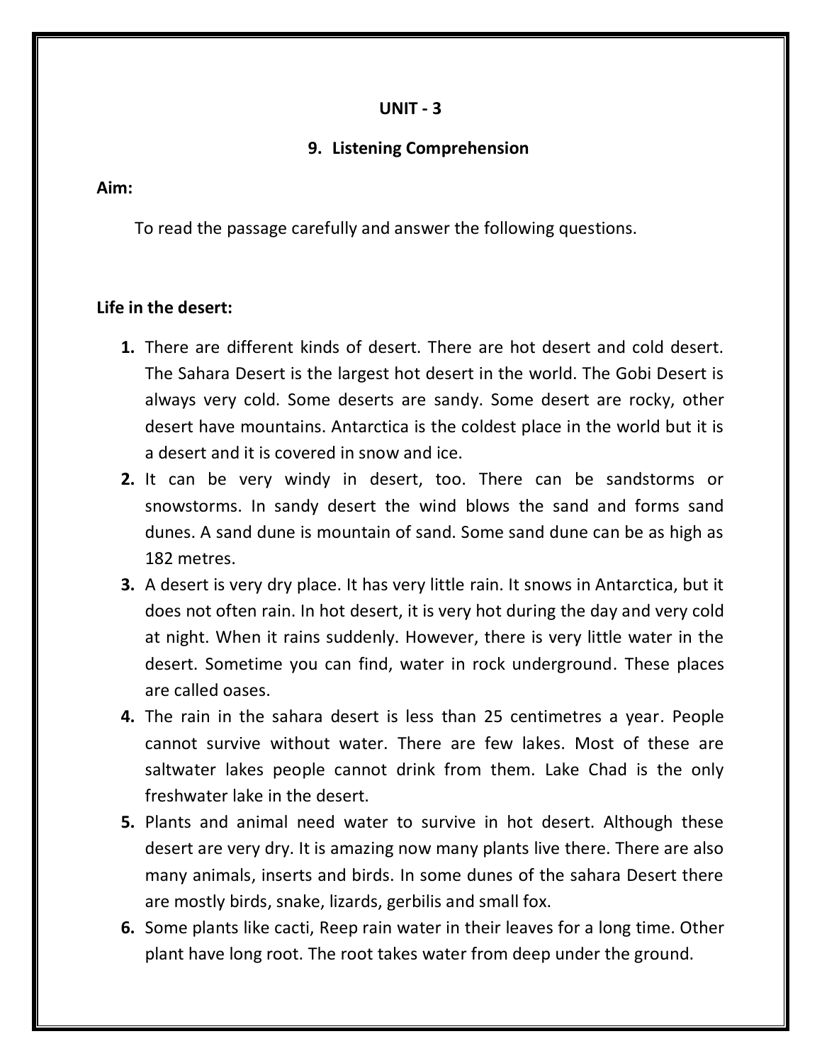**UNIT - 3**

**9. Listening Comprehension**

**Aim:**

To read the passage carefully and answer the following questions.

**Life in the desert:**

1. There are different kinds of desert. There are hot desert and cold desert. The Sahara Desert is the largest hot desert in the world. The Gobi Desert is always very cold. Some deserts are sandy. Some desert are rocky, other desert have mountains. Antarctica is the coldest place in the world but it is a desert and it is covered in snow and ice.
2. It can be very windy in desert, too. There can be sandstorms or snowstorms. In sandy desert the wind blows the sand and forms sand dunes. A sand dune is mountain of sand. Some sand dune can be as high as 182 metres.
3. A desert is very dry place. It has very little rain. It snows in Antarctica, but it does not often rain. In hot desert, it is very hot during the day and very cold at night. When it rains suddenly. However, there is very little water in the desert. Sometime you can find, water in rock underground. These places are called oases.
4. The rain in the sahara desert is less than 25 centimetres a year. People cannot survive without water. There are few lakes. Most of these are saltwater lakes people cannot drink from them. Lake Chad is the only freshwater lake in the desert.
5. Plants and animal need water to survive in hot desert. Although these desert are very dry. It is amazing now many plants live there. There are also many animals, inserts and birds. In some dunes of the sahara Desert there are mostly birds, snake, lizards, gerbilis and small fox.
6. Some plants like cacti, Reep rain water in their leaves for a long time. Other plant have long root. The root takes water from deep under the ground.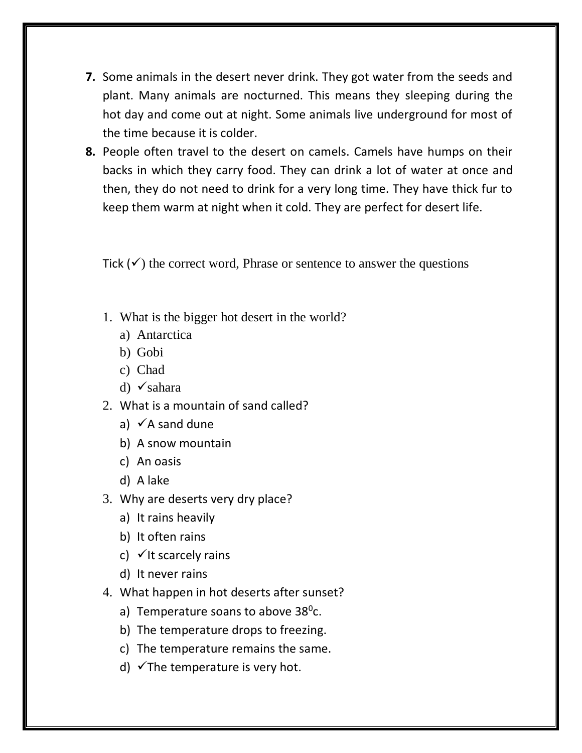7. Some animals in the desert never drink. They got water from the seeds and plant. Many animals are nocturned. This means they sleeping during the hot day and come out at night. Some animals live underground for most of the time because it is colder.
8. People often travel to the desert on camels. Camels have humps on their backs in which they carry food. They can drink a lot of water at once and then, they do not need to drink for a very long time. They have thick fur to keep them warm at night when it cold. They are perfect for desert life.

Tick (✓) the correct word, Phrase or sentence to answer the questions

1. What is the bigger hot desert in the world?
   a) Antarctica
   b) Gobi
   c) Chad
   d) ✓sahara
2. What is a mountain of sand called?
   a) ✓A sand dune
   b) A snow mountain
   c) An oasis
   d) A lake
3. Why are deserts very dry place?
   a) It rains heavily
   b) It often rains
   c) ✓It scarcely rains
   d) It never rains
4. What happen in hot deserts after sunset?
   a) Temperature soans to above $38^0$c.
   b) The temperature drops to freezing.
   c) The temperature remains the same.
   d) ✓The temperature is very hot.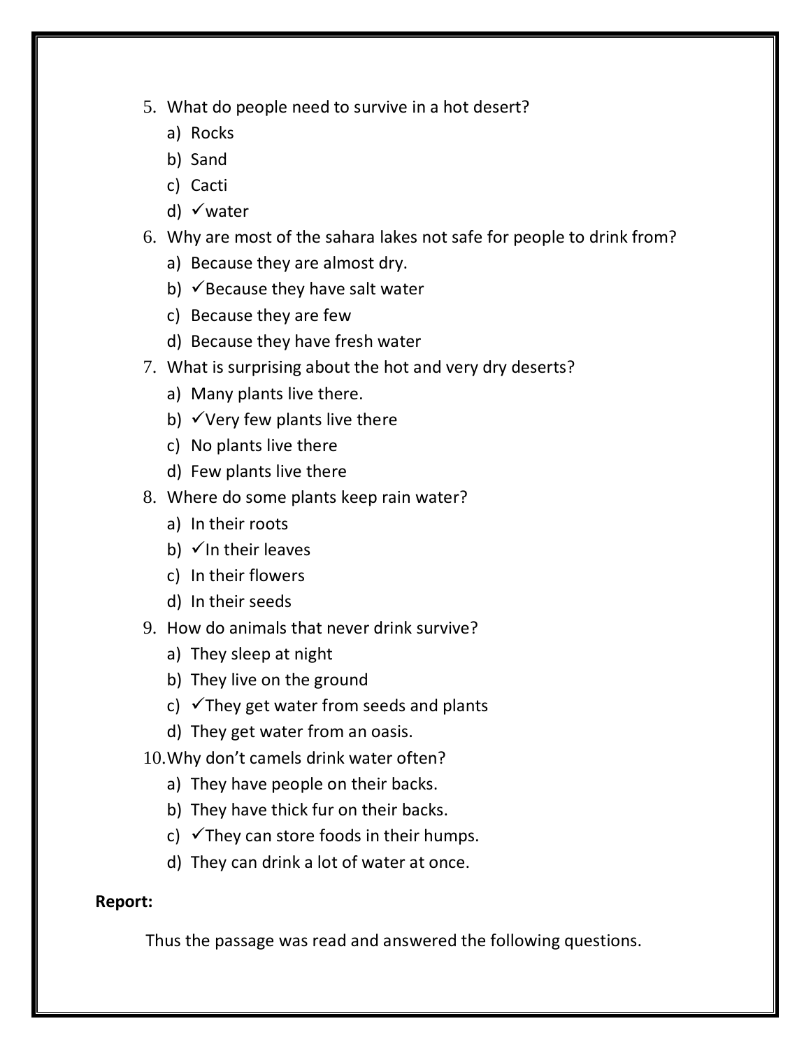5. What do people need to survive in a hot desert?
   a) Rocks
   b) Sand
   c) Cacti
   d) ✓water
6. Why are most of the sahara lakes not safe for people to drink from?
   a) Because they are almost dry.
   b) ✓Because they have salt water
   c) Because they are few
   d) Because they have fresh water
7. What is surprising about the hot and very dry deserts?
   a) Many plants live there.
   b) ✓Very few plants live there
   c) No plants live there
   d) Few plants live there
8. Where do some plants keep rain water?
   a) In their roots
   b) ✓In their leaves
   c) In their flowers
   d) In their seeds
9. How do animals that never drink survive?
   a) They sleep at night
   b) They live on the ground
   c) ✓They get water from seeds and plants
   d) They get water from an oasis.
10. Why don't camels drink water often?
    a) They have people on their backs.
    b) They have thick fur on their backs.
    c) ✓They can store foods in their humps.
    d) They can drink a lot of water at once.

**Report:**

Thus the passage was read and answered the following questions.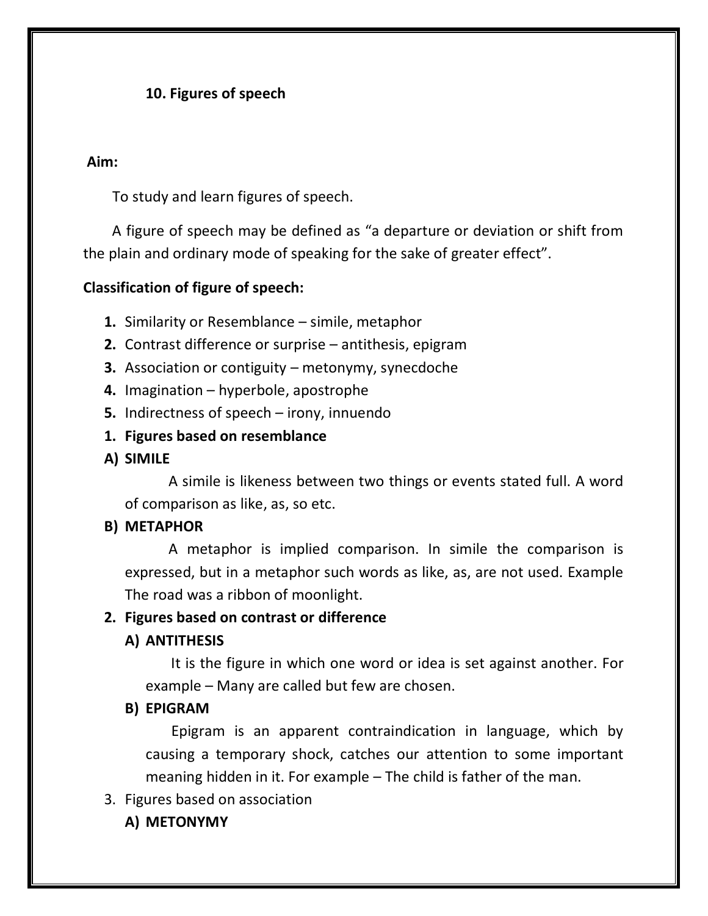### 10. Figures of speech

**Aim:**

To study and learn figures of speech.

A figure of speech may be defined as "a departure or deviation or shift from the plain and ordinary mode of speaking for the sake of greater effect".

**Classification of figure of speech:**

1. Similarity or Resemblance – simile, metaphor
2. Contrast difference or surprise – antithesis, epigram
3. Association or contiguity – metonymy, synecdoche
4. Imagination – hyperbole, apostrophe
5. Indirectness of speech – irony, innuendo

**1. Figures based on resemblance**

**A) SIMILE**

A simile is likeness between two things or events stated full. A word of comparison as like, as, so etc.

**B) METAPHOR**

A metaphor is implied comparison. In simile the comparison is expressed, but in a metaphor such words as like, as, are not used. Example The road was a ribbon of moonlight.

**2. Figures based on contrast or difference**

**A) ANTITHESIS**

It is the figure in which one word or idea is set against another. For example – Many are called but few are chosen.

**B) EPIGRAM**

Epigram is an apparent contraindication in language, which by causing a temporary shock, catches our attention to some important meaning hidden in it. For example – The child is father of the man.

3. Figures based on association

**A) METONYMY**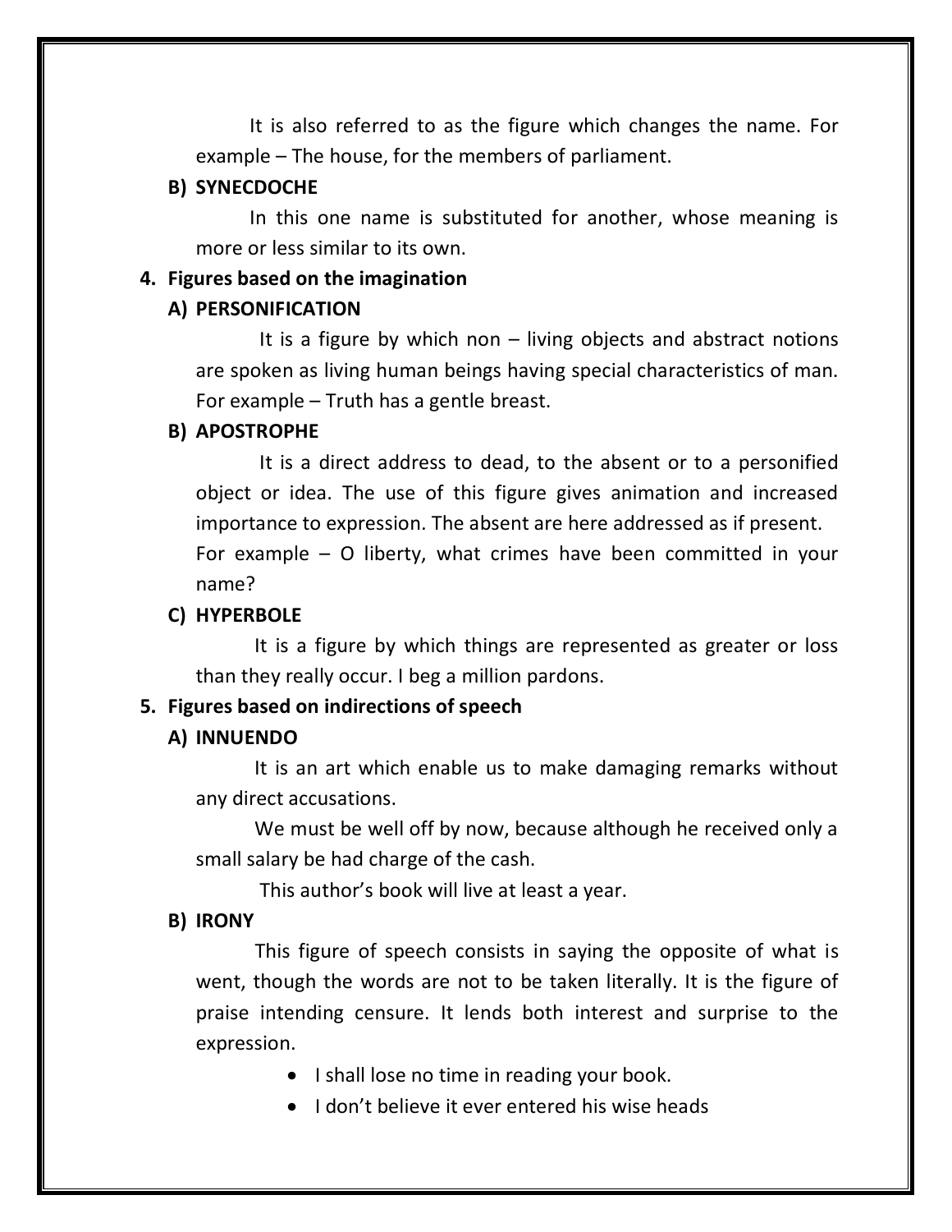It is also referred to as the figure which changes the name. For example – The house, for the members of parliament.

**B) SYNECDOCHE**

In this one name is substituted for another, whose meaning is more or less similar to its own.

**4. Figures based on the imagination**

**A) PERSONIFICATION**

It is a figure by which non – living objects and abstract notions are spoken as living human beings having special characteristics of man. For example – Truth has a gentle breast.

**B) APOSTROPHE**

It is a direct address to dead, to the absent or to a personified object or idea. The use of this figure gives animation and increased importance to expression. The absent are here addressed as if present.

For example – O liberty, what crimes have been committed in your name?

**C) HYPERBOLE**

It is a figure by which things are represented as greater or loss than they really occur. I beg a million pardons.

**5. Figures based on indirections of speech**

**A) INNUENDO**

It is an art which enable us to make damaging remarks without any direct accusations.

We must be well off by now, because although he received only a small salary be had charge of the cash.

This author's book will live at least a year.

**B) IRONY**

This figure of speech consists in saying the opposite of what is went, though the words are not to be taken literally. It is the figure of praise intending censure. It lends both interest and surprise to the expression.

- I shall lose no time in reading your book.
- I don't believe it ever entered his wise heads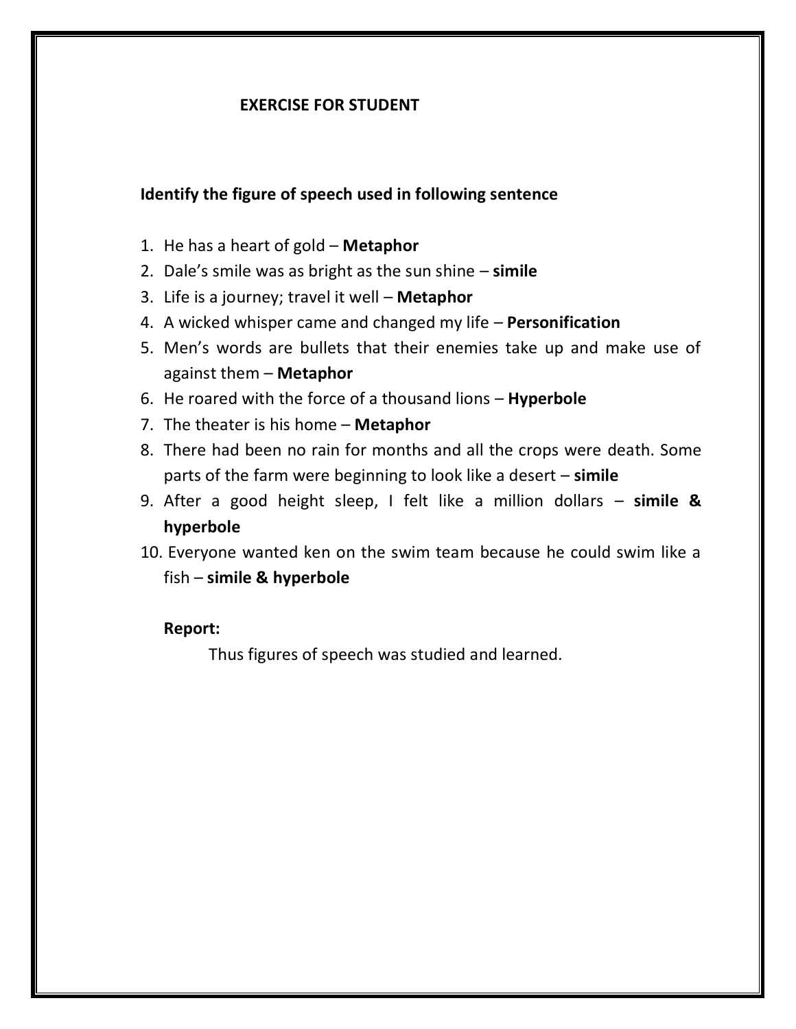## EXERCISE FOR STUDENT

**Identify the figure of speech used in following sentence**

1. He has a heart of gold – **Metaphor**
2. Dale's smile was as bright as the sun shine – **simile**
3. Life is a journey; travel it well – **Metaphor**
4. A wicked whisper came and changed my life – **Personification**
5. Men's words are bullets that their enemies take up and make use of against them – **Metaphor**
6. He roared with the force of a thousand lions – **Hyperbole**
7. The theater is his home – **Metaphor**
8. There had been no rain for months and all the crops were death. Some parts of the farm were beginning to look like a desert – **simile**
9. After a good height sleep, I felt like a million dollars – **simile & hyperbole**
10. Everyone wanted ken on the swim team because he could swim like a fish – **simile & hyperbole**

**Report:**

Thus figures of speech was studied and learned.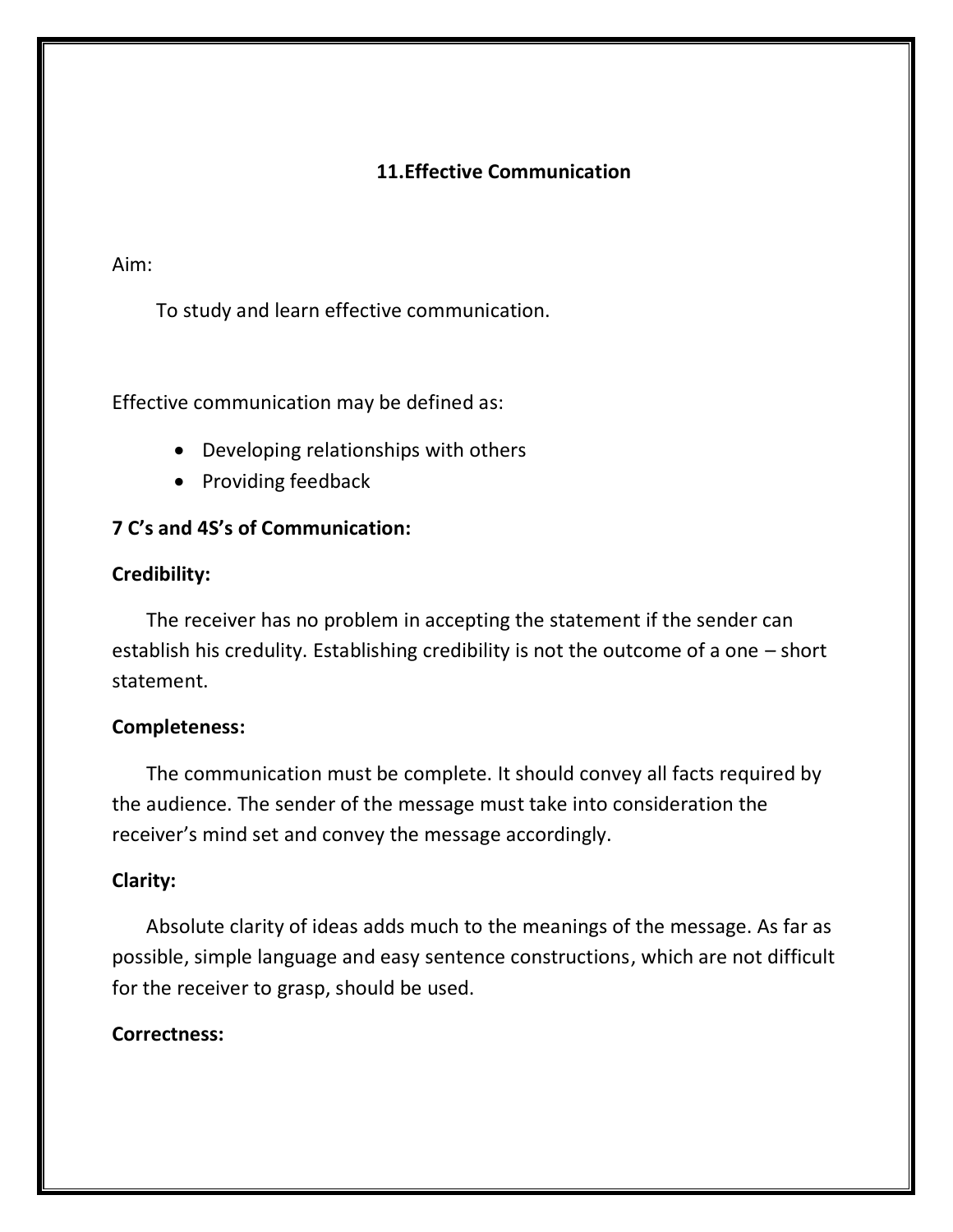## 11.Effective Communication

Aim:

To study and learn effective communication.

Effective communication may be defined as:

- Developing relationships with others
- Providing feedback

**7 C's and 4S's of Communication:**

**Credibility:**

The receiver has no problem in accepting the statement if the sender can establish his credulity. Establishing credibility is not the outcome of a one – short statement.

**Completeness:**

The communication must be complete. It should convey all facts required by the audience. The sender of the message must take into consideration the receiver's mind set and convey the message accordingly.

**Clarity:**

Absolute clarity of ideas adds much to the meanings of the message. As far as possible, simple language and easy sentence constructions, which are not difficult for the receiver to grasp, should be used.

**Correctness:**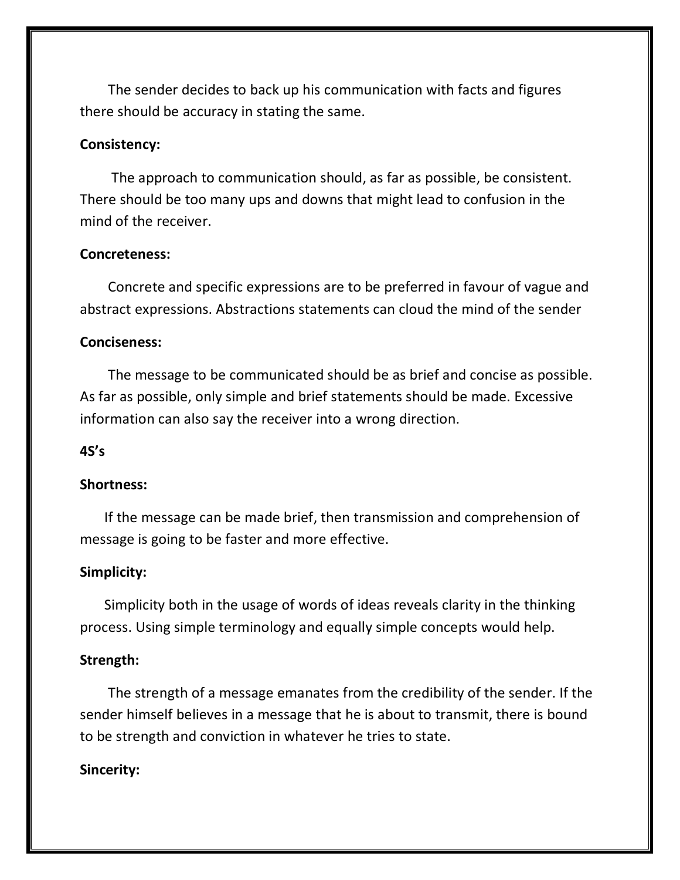The sender decides to back up his communication with facts and figures there should be accuracy in stating the same.

**Consistency:**

The approach to communication should, as far as possible, be consistent. There should be too many ups and downs that might lead to confusion in the mind of the receiver.

**Concreteness:**

Concrete and specific expressions are to be preferred in favour of vague and abstract expressions. Abstractions statements can cloud the mind of the sender

**Conciseness:**

The message to be communicated should be as brief and concise as possible. As far as possible, only simple and brief statements should be made. Excessive information can also say the receiver into a wrong direction.

**4S's**

**Shortness:**

If the message can be made brief, then transmission and comprehension of message is going to be faster and more effective.

**Simplicity:**

Simplicity both in the usage of words of ideas reveals clarity in the thinking process. Using simple terminology and equally simple concepts would help.

**Strength:**

The strength of a message emanates from the credibility of the sender. If the sender himself believes in a message that he is about to transmit, there is bound to be strength and conviction in whatever he tries to state.

**Sincerity:**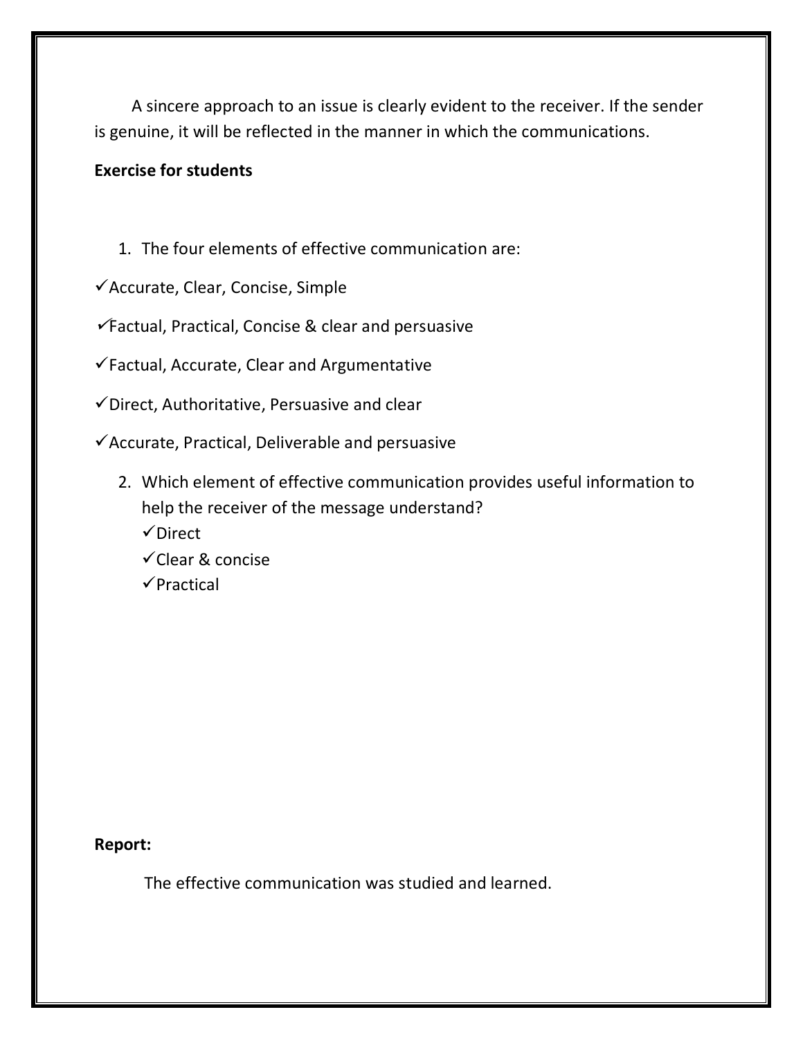A sincere approach to an issue is clearly evident to the receiver. If the sender is genuine, it will be reflected in the manner in which the communications.

**Exercise for students**

1. The four elements of effective communication are:

✓Accurate, Clear, Concise, Simple

✓Factual, Practical, Concise & clear and persuasive

✓Factual, Accurate, Clear and Argumentative

✓Direct, Authoritative, Persuasive and clear

✓Accurate, Practical, Deliverable and persuasive

2. Which element of effective communication provides useful information to help the receiver of the message understand?
   ✓Direct
   ✓Clear & concise
   ✓Practical

**Report:**

The effective communication was studied and learned.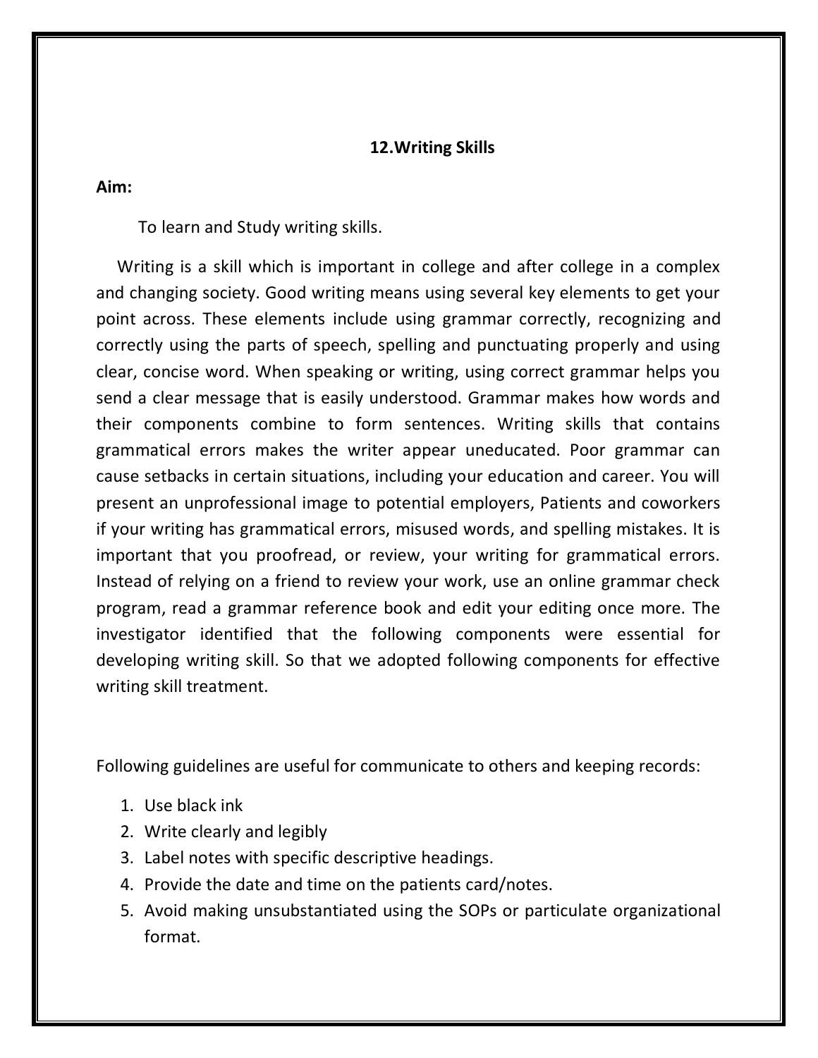## 12.Writing Skills

**Aim:**

To learn and Study writing skills.

Writing is a skill which is important in college and after college in a complex and changing society. Good writing means using several key elements to get your point across. These elements include using grammar correctly, recognizing and correctly using the parts of speech, spelling and punctuating properly and using clear, concise word. When speaking or writing, using correct grammar helps you send a clear message that is easily understood. Grammar makes how words and their components combine to form sentences. Writing skills that contains grammatical errors makes the writer appear uneducated. Poor grammar can cause setbacks in certain situations, including your education and career. You will present an unprofessional image to potential employers, Patients and coworkers if your writing has grammatical errors, misused words, and spelling mistakes. It is important that you proofread, or review, your writing for grammatical errors. Instead of relying on a friend to review your work, use an online grammar check program, read a grammar reference book and edit your editing once more. The investigator identified that the following components were essential for developing writing skill. So that we adopted following components for effective writing skill treatment.

Following guidelines are useful for communicate to others and keeping records:

1. Use black ink
2. Write clearly and legibly
3. Label notes with specific descriptive headings.
4. Provide the date and time on the patients card/notes.
5. Avoid making unsubstantiated using the SOPs or particulate organizational format.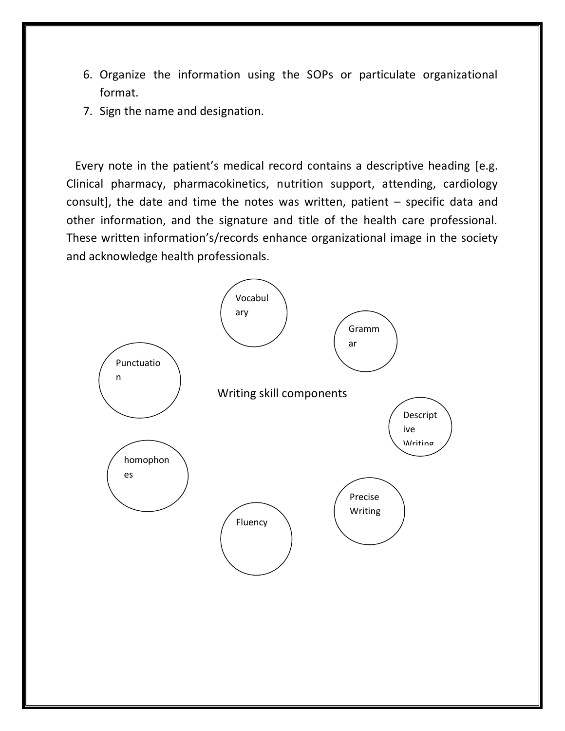6. Organize the information using the SOPs or particulate organizational format.
7. Sign the name and designation.

Every note in the patient's medical record contains a descriptive heading [e.g. Clinical pharmacy, pharmacokinetics, nutrition support, attending, cardiology consult], the date and time the notes was written, patient – specific data and other information, and the signature and title of the health care professional. These written information's/records enhance organizational image in the society and acknowledge health professionals.

Vocabulary

Grammar

Punctuation

Writing skill components

Descriptive Writing

homophones

Precise Writing

Fluency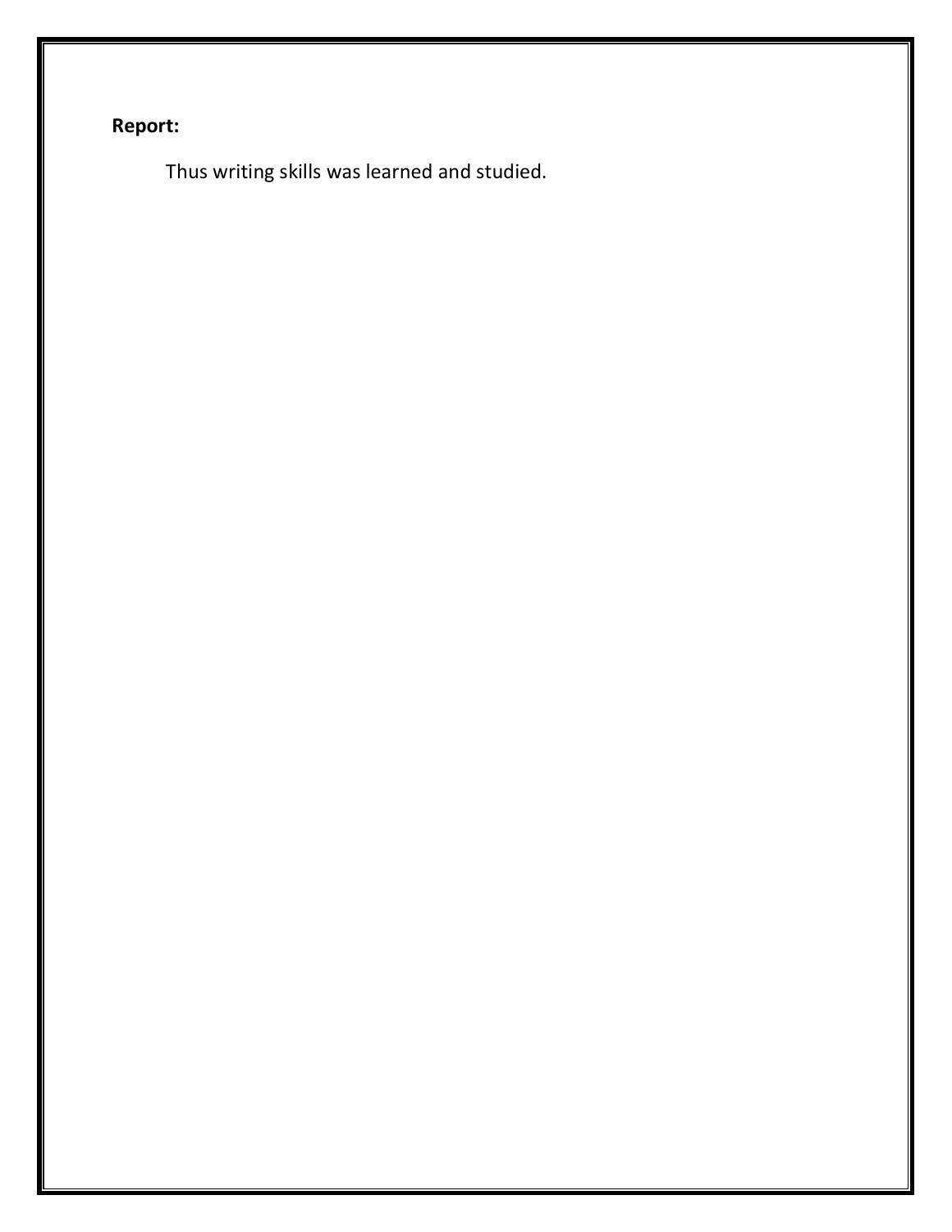**Report:**

Thus writing skills was learned and studied.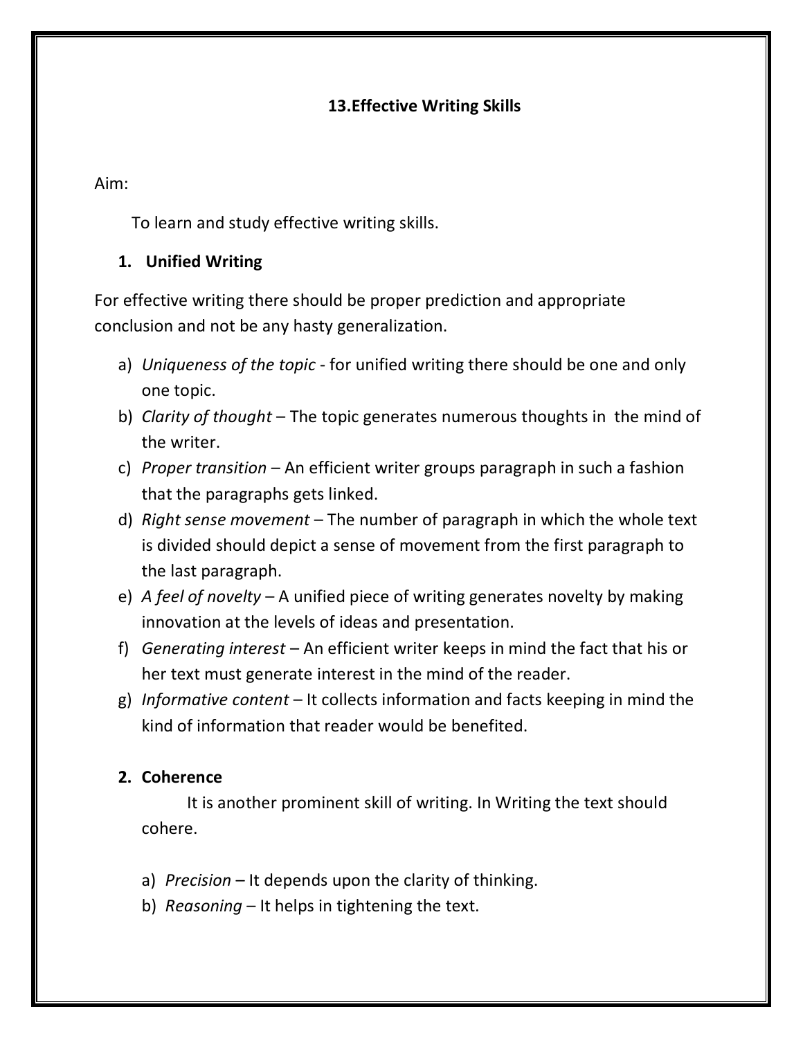## 13.Effective Writing Skills

Aim:

To learn and study effective writing skills.

### 1. Unified Writing

For effective writing there should be proper prediction and appropriate conclusion and not be any hasty generalization.

a) *Uniqueness of the topic* - for unified writing there should be one and only one topic.
b) *Clarity of thought* – The topic generates numerous thoughts in the mind of the writer.
c) *Proper transition* – An efficient writer groups paragraph in such a fashion that the paragraphs gets linked.
d) *Right sense movement* – The number of paragraph in which the whole text is divided should depict a sense of movement from the first paragraph to the last paragraph.
e) *A feel of novelty* – A unified piece of writing generates novelty by making innovation at the levels of ideas and presentation.
f) *Generating interest* – An efficient writer keeps in mind the fact that his or her text must generate interest in the mind of the reader.
g) *Informative content* – It collects information and facts keeping in mind the kind of information that reader would be benefited.

### 2. Coherence

It is another prominent skill of writing. In Writing the text should cohere.

a) *Precision* – It depends upon the clarity of thinking.
b) *Reasoning* – It helps in tightening the text.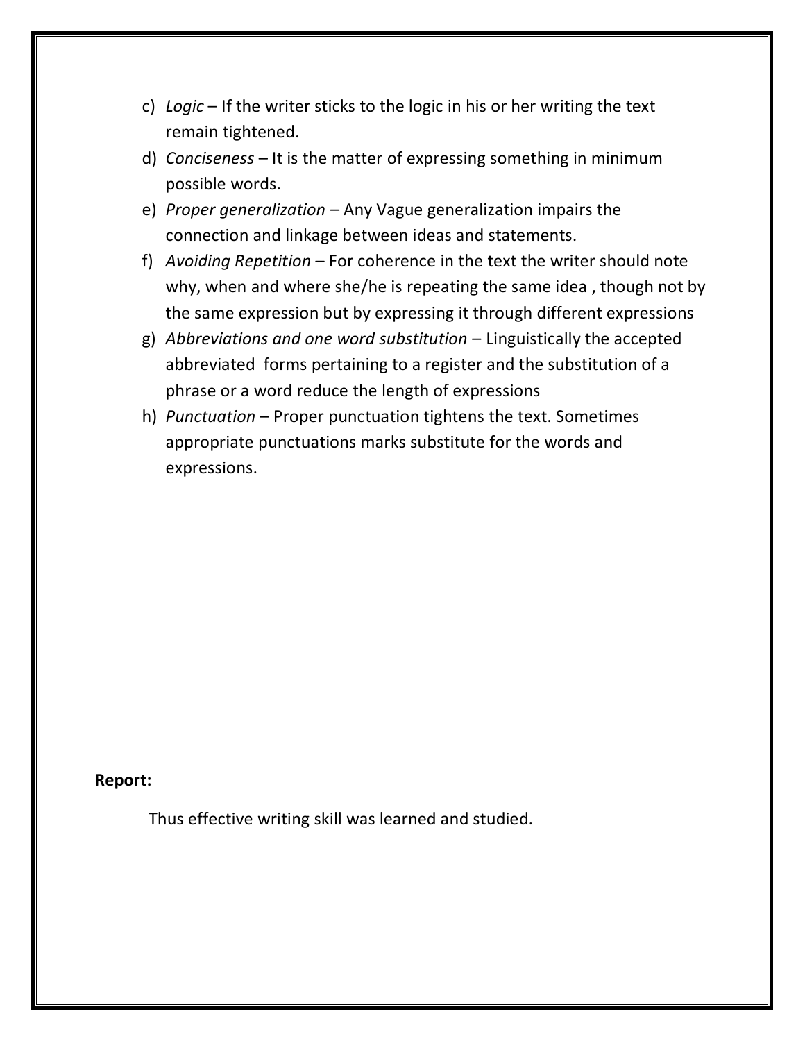c) *Logic* – If the writer sticks to the logic in his or her writing the text remain tightened.

d) *Conciseness* – It is the matter of expressing something in minimum possible words.

e) *Proper generalization* – Any Vague generalization impairs the connection and linkage between ideas and statements.

f) *Avoiding Repetition* – For coherence in the text the writer should note why, when and where she/he is repeating the same idea , though not by the same expression but by expressing it through different expressions

g) *Abbreviations and one word substitution* – Linguistically the accepted abbreviated forms pertaining to a register and the substitution of a phrase or a word reduce the length of expressions

h) *Punctuation* – Proper punctuation tightens the text. Sometimes appropriate punctuations marks substitute for the words and expressions.

**Report:**

Thus effective writing skill was learned and studied.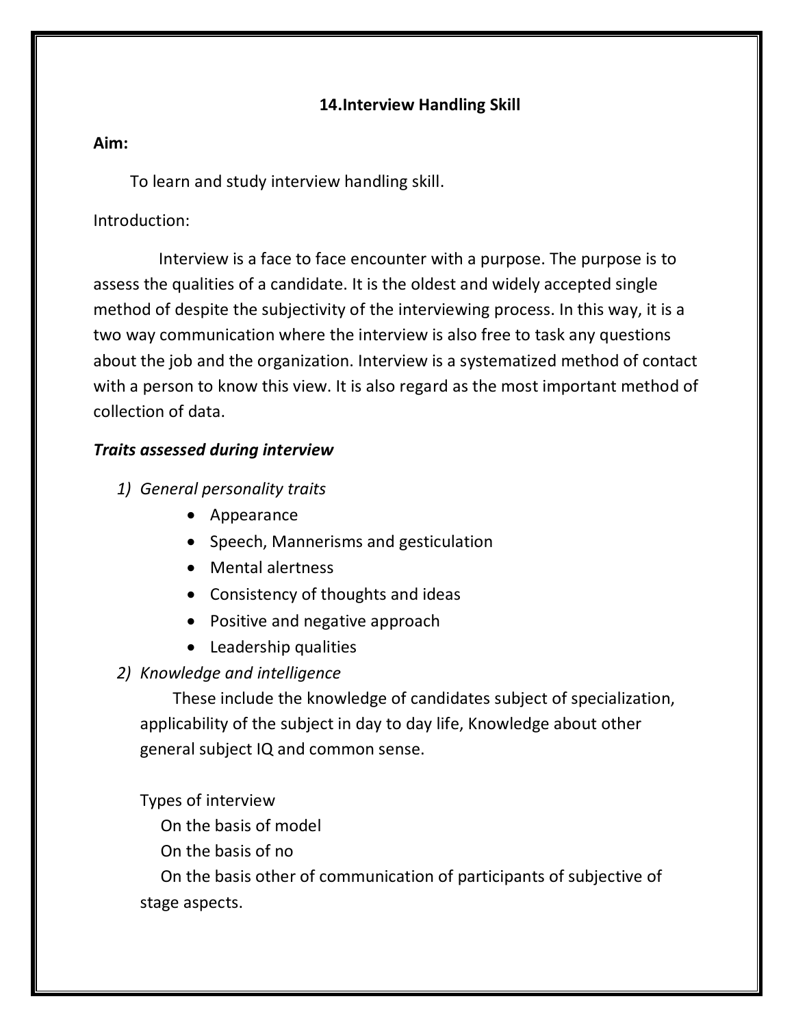## 14.Interview Handling Skill

**Aim:**

To learn and study interview handling skill.

Introduction:

Interview is a face to face encounter with a purpose. The purpose is to assess the qualities of a candidate. It is the oldest and widely accepted single method of despite the subjectivity of the interviewing process. In this way, it is a two way communication where the interview is also free to task any questions about the job and the organization. Interview is a systematized method of contact with a person to know this view. It is also regard as the most important method of collection of data.

***Traits assessed during interview***

1) *General personality traits*
   - Appearance
   - Speech, Mannerisms and gesticulation
   - Mental alertness
   - Consistency of thoughts and ideas
   - Positive and negative approach
   - Leadership qualities
2) *Knowledge and intelligence*

   These include the knowledge of candidates subject of specialization, applicability of the subject in day to day life, Knowledge about other general subject IQ and common sense.

   Types of interview

   On the basis of model

   On the basis of no

   On the basis other of communication of participants of subjective of stage aspects.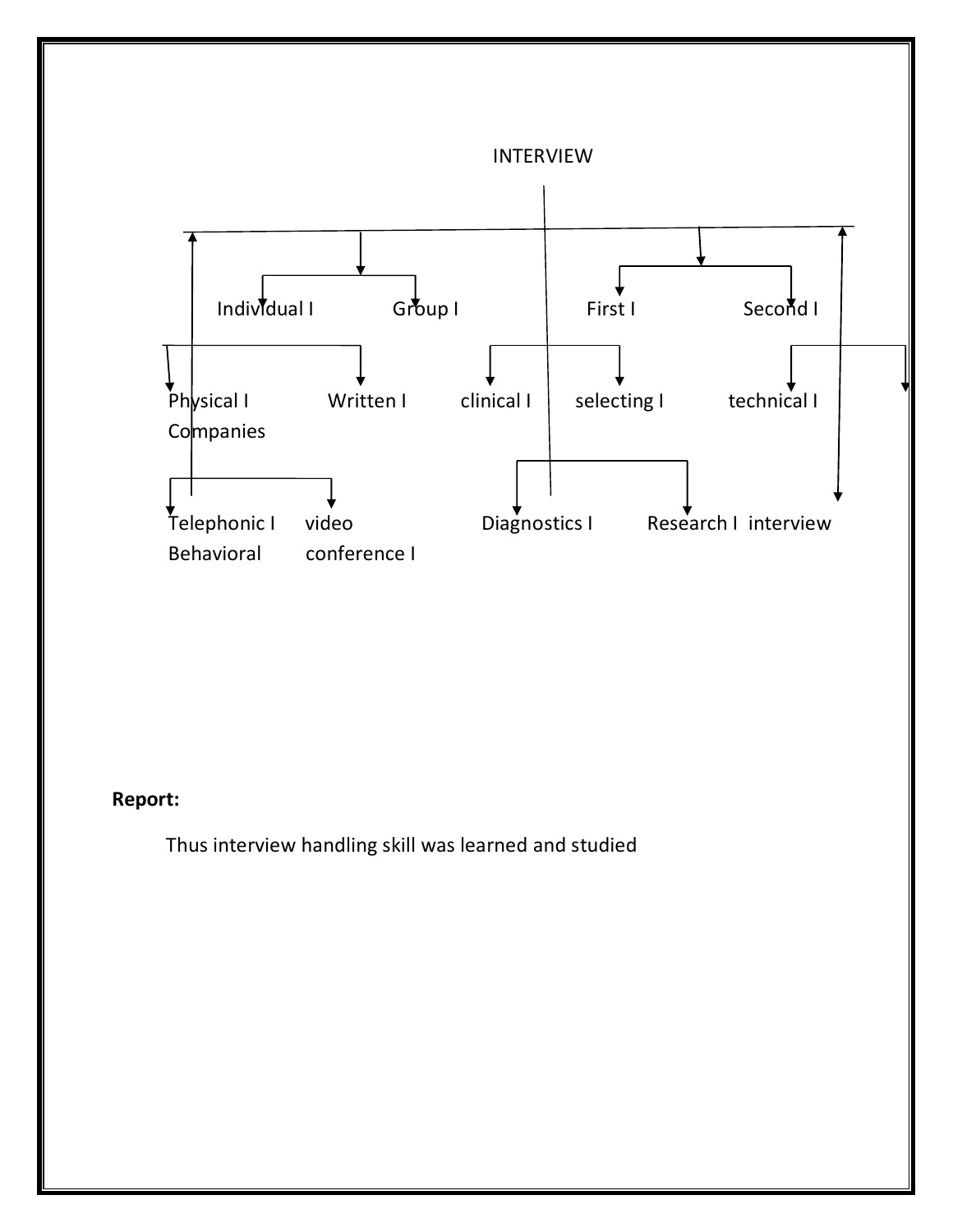INTERVIEW

Individual I

Group I

First I

Second I

Physical I
Companies

Written I

clinical I

selecting I

technical I

Telephonic I
Behavioral

video
conference I

Diagnostics I

Research I

interview

**Report:**

Thus interview handling skill was learned and studied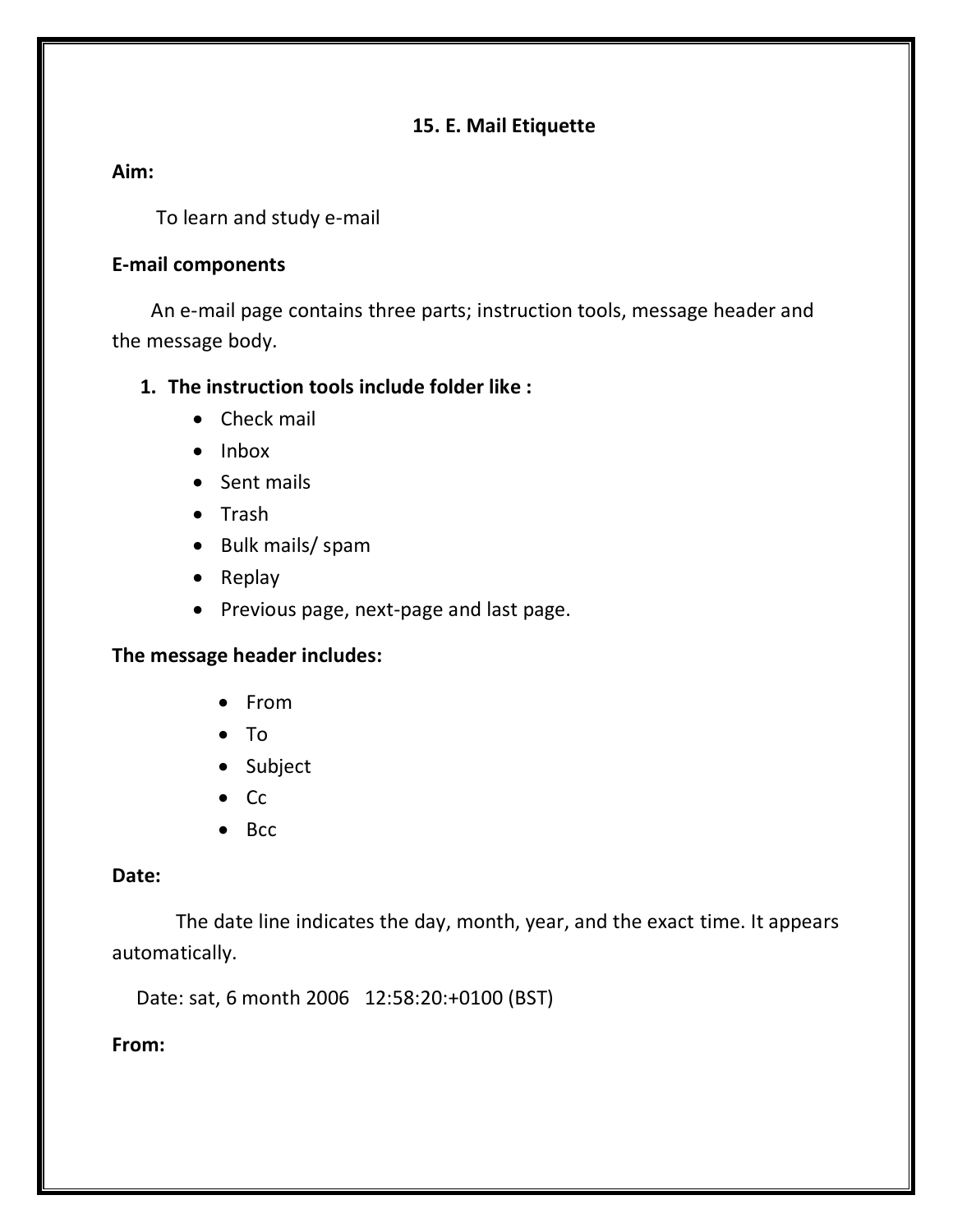## 15. E. Mail Etiquette

**Aim:**

To learn and study e-mail

**E-mail components**

An e-mail page contains three parts; instruction tools, message header and the message body.

1. **The instruction tools include folder like :**
   - Check mail
   - Inbox
   - Sent mails
   - Trash
   - Bulk mails/ spam
   - Replay
   - Previous page, next-page and last page.

**The message header includes:**

- From
- To
- Subject
- Cc
- Bcc

**Date:**

The date line indicates the day, month, year, and the exact time. It appears automatically.

Date: sat, 6 month 2006 12:58:20:+0100 (BST)

**From:**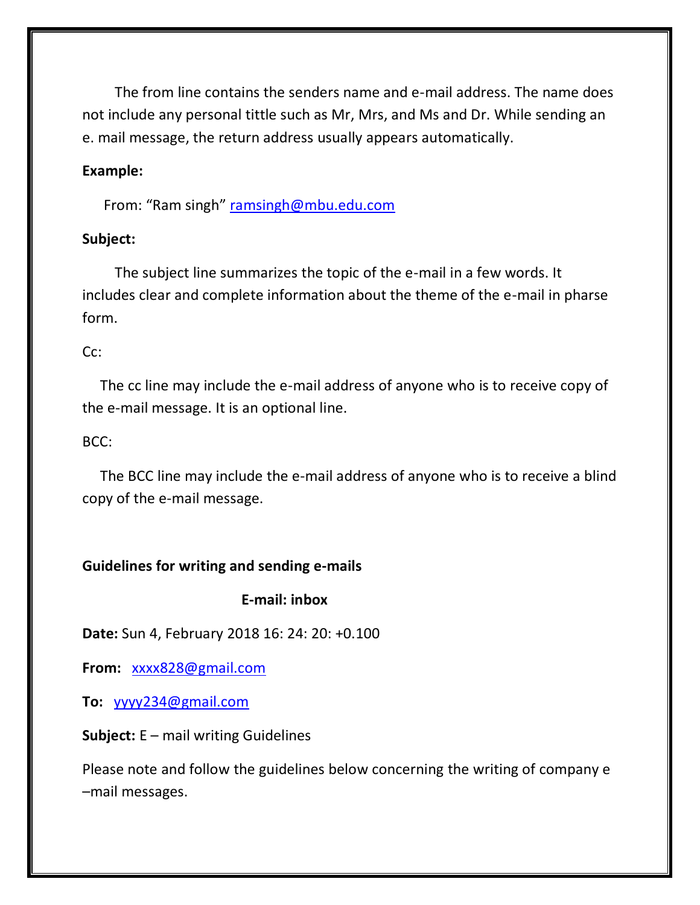The from line contains the senders name and e-mail address. The name does not include any personal tittle such as Mr, Mrs, and Ms and Dr. While sending an e. mail message, the return address usually appears automatically.

**Example:**

From: “Ram singh” ramsingh@mbu.edu.com

**Subject:**

The subject line summarizes the topic of the e-mail in a few words. It includes clear and complete information about the theme of the e-mail in pharse form.

Cc:

The cc line may include the e-mail address of anyone who is to receive copy of the e-mail message. It is an optional line.

BCC:

The BCC line may include the e-mail address of anyone who is to receive a blind copy of the e-mail message.

**Guidelines for writing and sending e-mails**

**E-mail: inbox**

**Date:** Sun 4, February 2018 16: 24: 20: +0.100

**From:** xxxx828@gmail.com

**To:** yyyy234@gmail.com

**Subject:** E – mail writing Guidelines

Please note and follow the guidelines below concerning the writing of company e –mail messages.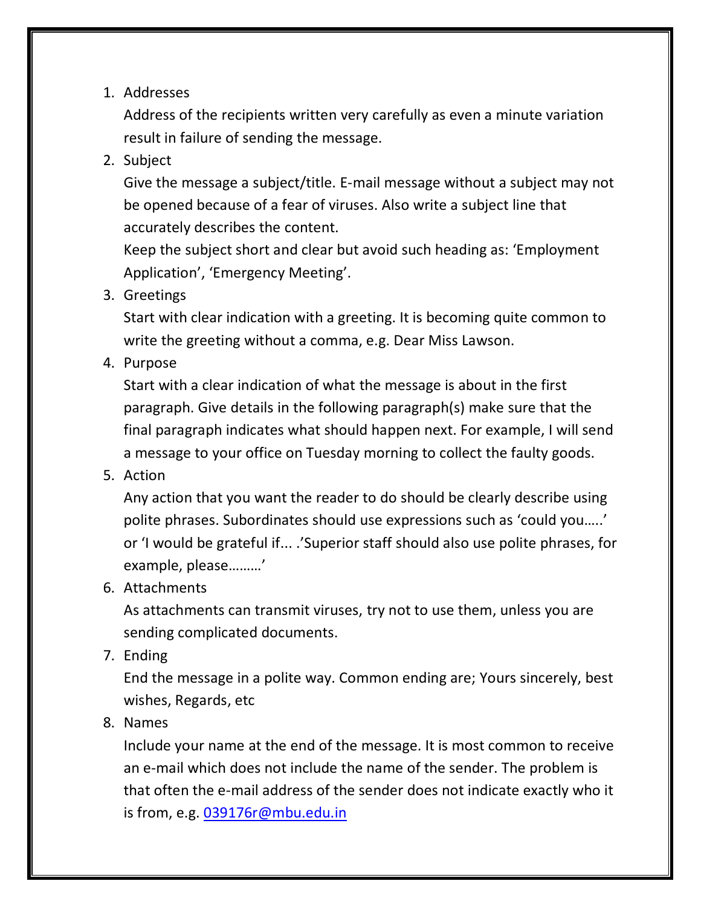1. Addresses

   Address of the recipients written very carefully as even a minute variation result in failure of sending the message.

2. Subject

   Give the message a subject/title. E-mail message without a subject may not be opened because of a fear of viruses. Also write a subject line that accurately describes the content.

   Keep the subject short and clear but avoid such heading as: 'Employment Application', 'Emergency Meeting'.

3. Greetings

   Start with clear indication with a greeting. It is becoming quite common to write the greeting without a comma, e.g. Dear Miss Lawson.

4. Purpose

   Start with a clear indication of what the message is about in the first paragraph. Give details in the following paragraph(s) make sure that the final paragraph indicates what should happen next. For example, I will send a message to your office on Tuesday morning to collect the faulty goods.

5. Action

   Any action that you want the reader to do should be clearly describe using polite phrases. Subordinates should use expressions such as 'could you…..' or 'I would be grateful if... .'Superior staff should also use polite phrases, for example, please………'

6. Attachments

   As attachments can transmit viruses, try not to use them, unless you are sending complicated documents.

7. Ending

   End the message in a polite way. Common ending are; Yours sincerely, best wishes, Regards, etc

8. Names

   Include your name at the end of the message. It is most common to receive an e-mail which does not include the name of the sender. The problem is that often the e-mail address of the sender does not indicate exactly who it is from, e.g. 039176r@mbu.edu.in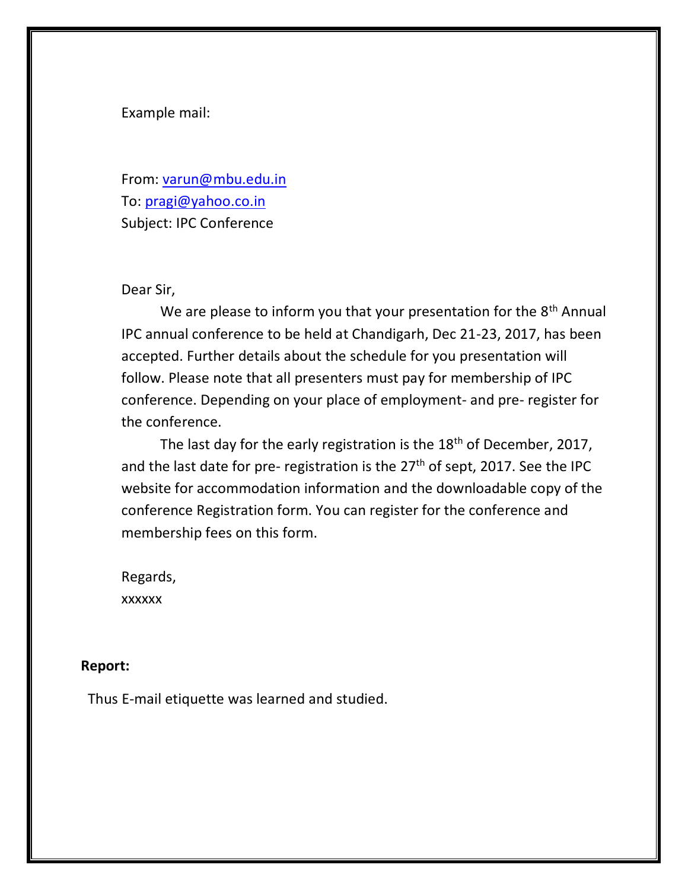Example mail:

From: varun@mbu.edu.in
To: pragi@yahoo.co.in
Subject: IPC Conference

Dear Sir,

We are please to inform you that your presentation for the 8th Annual IPC annual conference to be held at Chandigarh, Dec 21-23, 2017, has been accepted. Further details about the schedule for you presentation will follow. Please note that all presenters must pay for membership of IPC conference. Depending on your place of employment- and pre- register for the conference.

The last day for the early registration is the 18th of December, 2017, and the last date for pre- registration is the 27th of sept, 2017. See the IPC website for accommodation information and the downloadable copy of the conference Registration form. You can register for the conference and membership fees on this form.

Regards,
xxxxxx

**Report:**

Thus E-mail etiquette was learned and studied.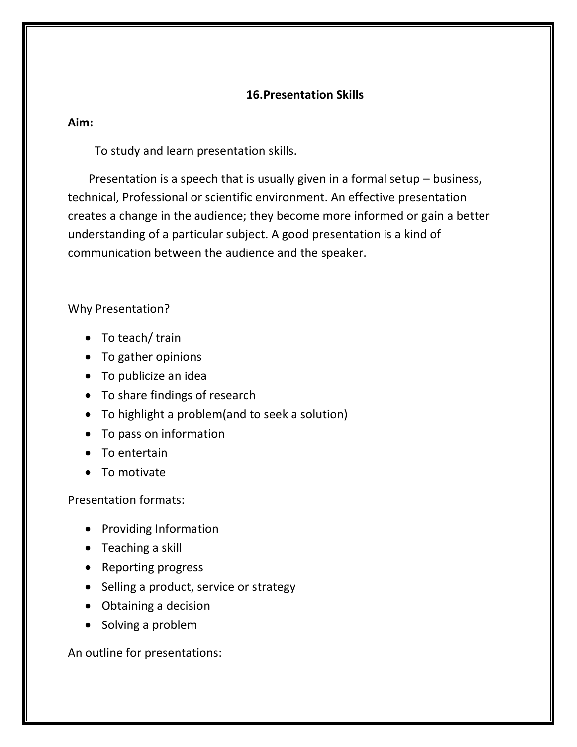## 16.Presentation Skills

**Aim:**

To study and learn presentation skills.

Presentation is a speech that is usually given in a formal setup – business, technical, Professional or scientific environment. An effective presentation creates a change in the audience; they become more informed or gain a better understanding of a particular subject. A good presentation is a kind of communication between the audience and the speaker.

Why Presentation?

- To teach/ train
- To gather opinions
- To publicize an idea
- To share findings of research
- To highlight a problem(and to seek a solution)
- To pass on information
- To entertain
- To motivate

Presentation formats:

- Providing Information
- Teaching a skill
- Reporting progress
- Selling a product, service or strategy
- Obtaining a decision
- Solving a problem

An outline for presentations: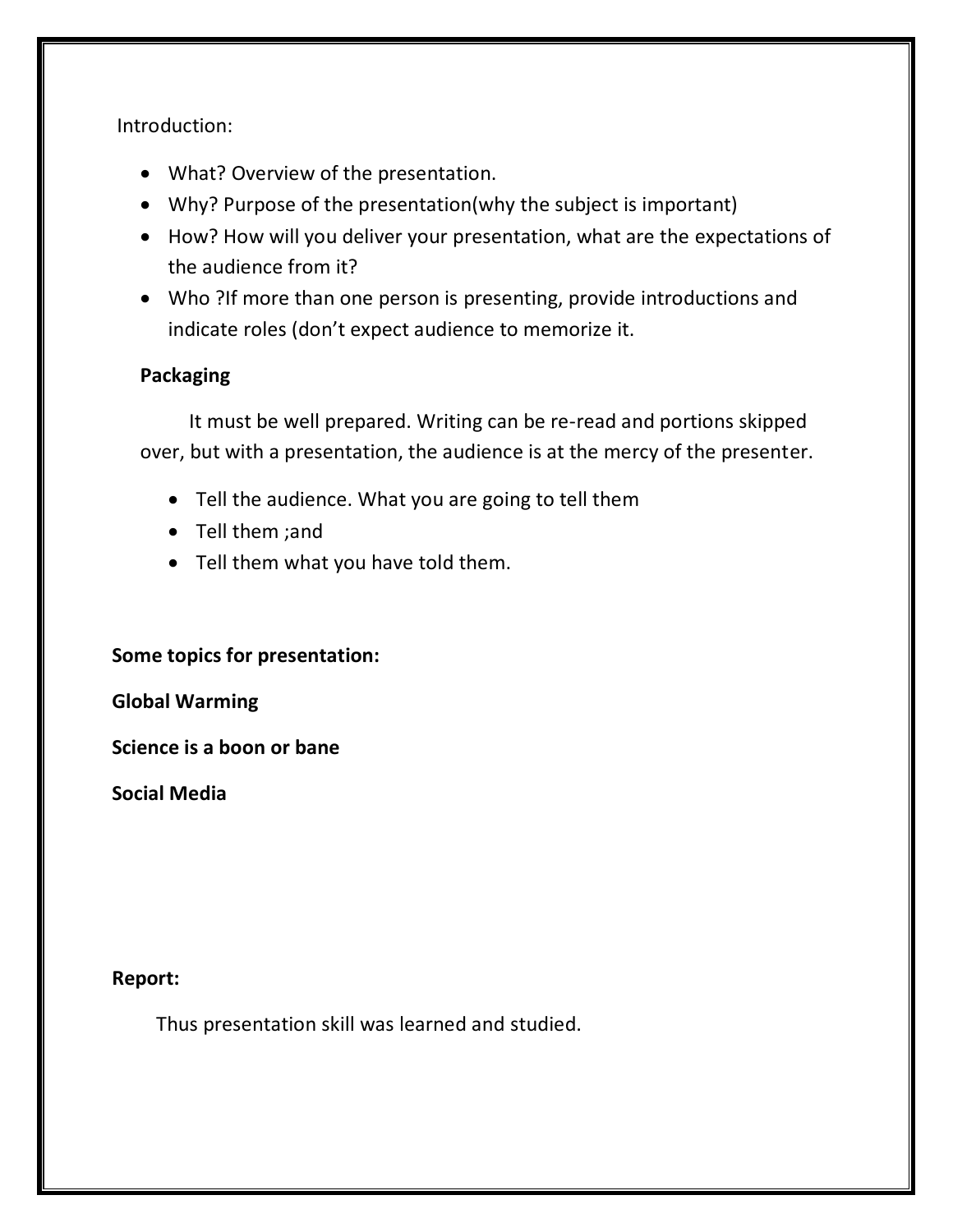Introduction:

- What? Overview of the presentation.
- Why? Purpose of the presentation(why the subject is important)
- How? How will you deliver your presentation, what are the expectations of the audience from it?
- Who ?If more than one person is presenting, provide introductions and indicate roles (don't expect audience to memorize it.

**Packaging**

It must be well prepared. Writing can be re-read and portions skipped over, but with a presentation, the audience is at the mercy of the presenter.

- Tell the audience. What you are going to tell them
- Tell them ;and
- Tell them what you have told them.

**Some topics for presentation:**

**Global Warming**

**Science is a boon or bane**

**Social Media**

**Report:**

Thus presentation skill was learned and studied.